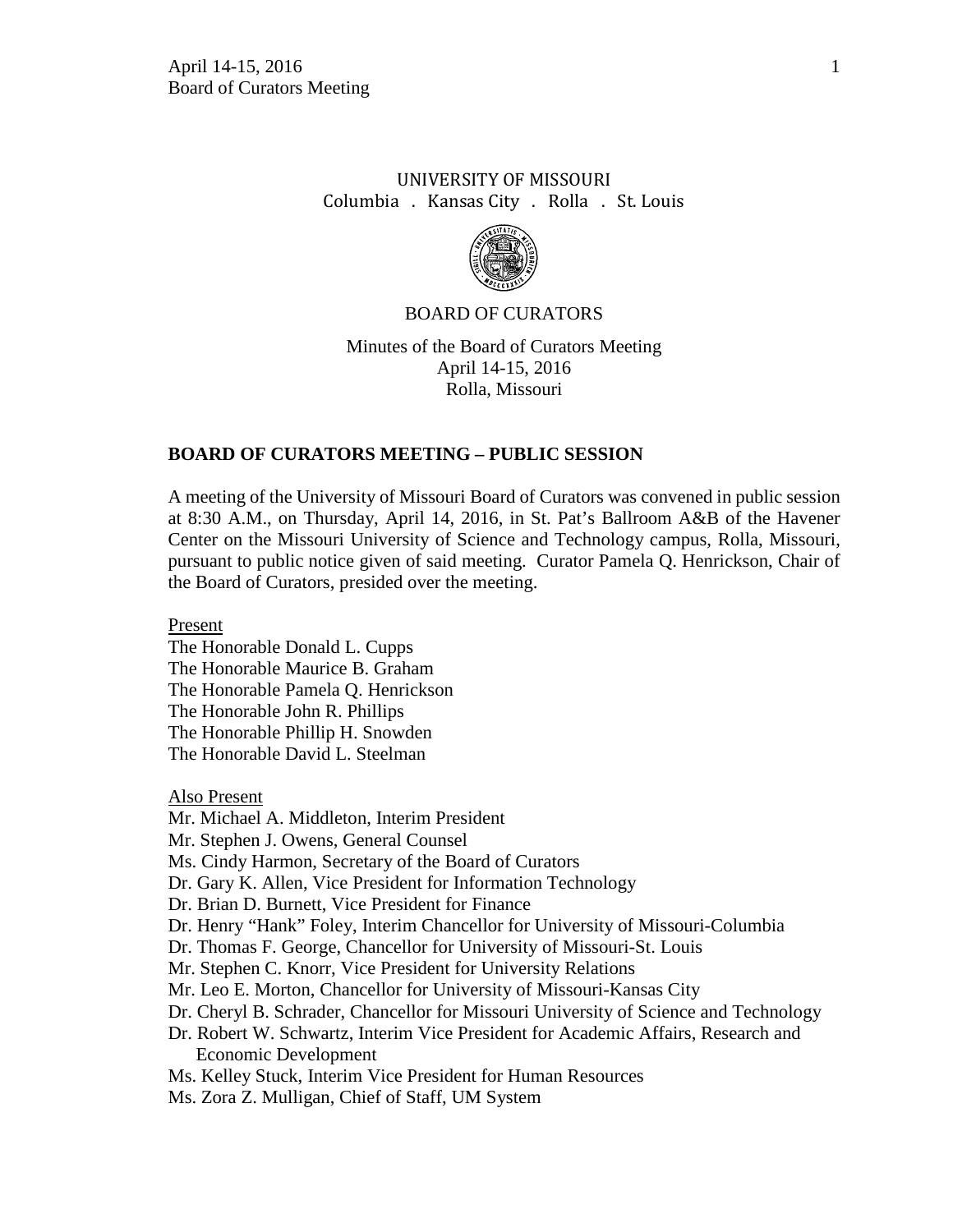UNIVERSITY OF MISSOURI
Columbia . Kansas City . Rolla . St. Louis

BOARD OF CURATORS

Minutes of the Board of Curators Meeting
April 14-15, 2016
Rolla, Missouri

## BOARD OF CURATORS MEETING – PUBLIC SESSION

A meeting of the University of Missouri Board of Curators was convened in public session at 8:30 A.M., on Thursday, April 14, 2016, in St. Pat's Ballroom A&B of the Havener Center on the Missouri University of Science and Technology campus, Rolla, Missouri, pursuant to public notice given of said meeting. Curator Pamela Q. Henrickson, Chair of the Board of Curators, presided over the meeting.

Present

The Honorable Donald L. Cupps
The Honorable Maurice B. Graham
The Honorable Pamela Q. Henrickson
The Honorable John R. Phillips
The Honorable Phillip H. Snowden
The Honorable David L. Steelman

Also Present

Mr. Michael A. Middleton, Interim President
Mr. Stephen J. Owens, General Counsel
Ms. Cindy Harmon, Secretary of the Board of Curators
Dr. Gary K. Allen, Vice President for Information Technology
Dr. Brian D. Burnett, Vice President for Finance
Dr. Henry "Hank" Foley, Interim Chancellor for University of Missouri-Columbia
Dr. Thomas F. George, Chancellor for University of Missouri-St. Louis
Mr. Stephen C. Knorr, Vice President for University Relations
Mr. Leo E. Morton, Chancellor for University of Missouri-Kansas City
Dr. Cheryl B. Schrader, Chancellor for Missouri University of Science and Technology
Dr. Robert W. Schwartz, Interim Vice President for Academic Affairs, Research and Economic Development
Ms. Kelley Stuck, Interim Vice President for Human Resources
Ms. Zora Z. Mulligan, Chief of Staff, UM System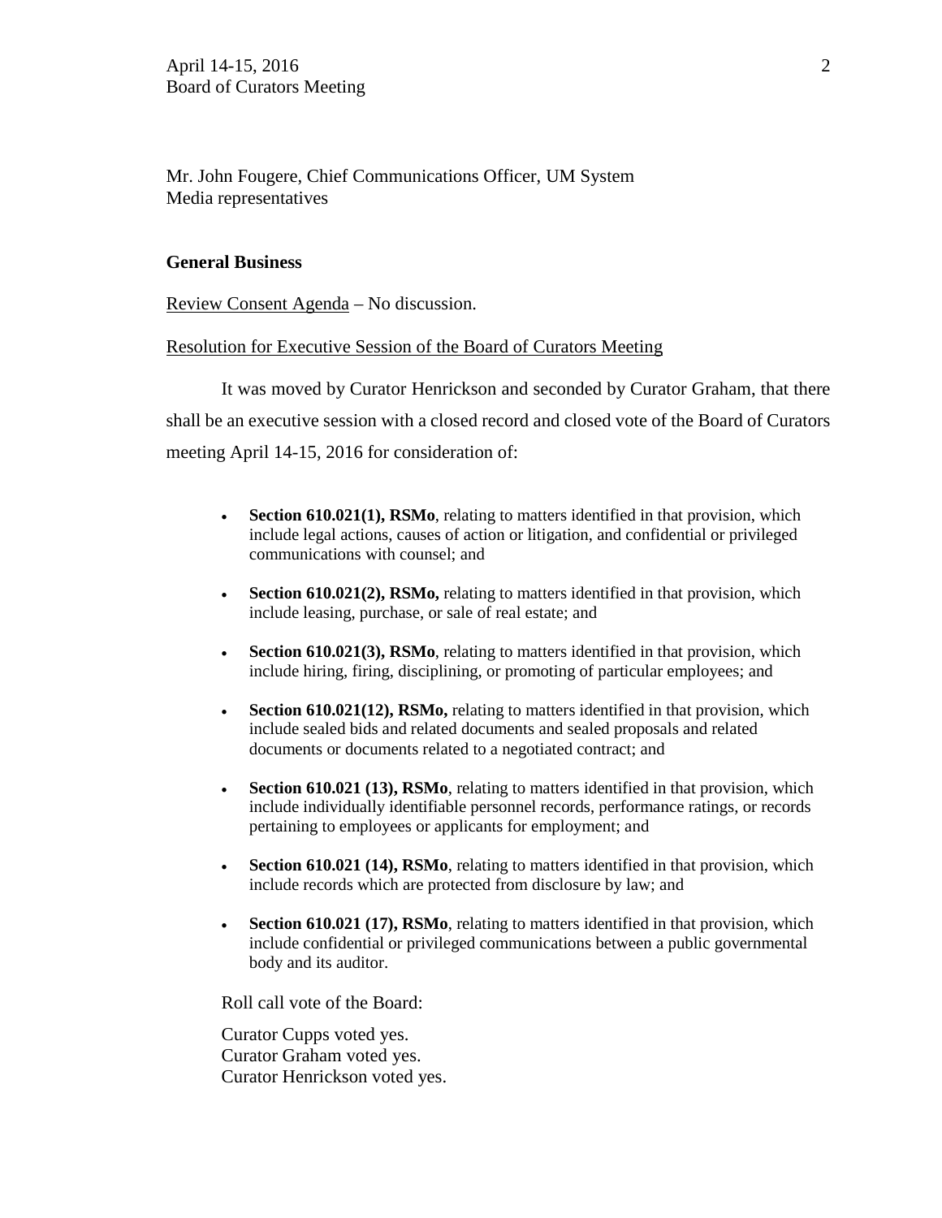Mr. John Fougere, Chief Communications Officer, UM System
Media representatives

**General Business**

Review Consent Agenda – No discussion.

Resolution for Executive Session of the Board of Curators Meeting

It was moved by Curator Henrickson and seconded by Curator Graham, that there shall be an executive session with a closed record and closed vote of the Board of Curators meeting April 14-15, 2016 for consideration of:

- **Section 610.021(1), RSMo**, relating to matters identified in that provision, which include legal actions, causes of action or litigation, and confidential or privileged communications with counsel; and
- **Section 610.021(2), RSMo,** relating to matters identified in that provision, which include leasing, purchase, or sale of real estate; and
- **Section 610.021(3), RSMo**, relating to matters identified in that provision, which include hiring, firing, disciplining, or promoting of particular employees; and
- **Section 610.021(12), RSMo,** relating to matters identified in that provision, which include sealed bids and related documents and sealed proposals and related documents or documents related to a negotiated contract; and
- **Section 610.021 (13), RSMo**, relating to matters identified in that provision, which include individually identifiable personnel records, performance ratings, or records pertaining to employees or applicants for employment; and
- **Section 610.021 (14), RSMo**, relating to matters identified in that provision, which include records which are protected from disclosure by law; and
- **Section 610.021 (17), RSMo**, relating to matters identified in that provision, which include confidential or privileged communications between a public governmental body and its auditor.

Roll call vote of the Board:

Curator Cupps voted yes.
Curator Graham voted yes.
Curator Henrickson voted yes.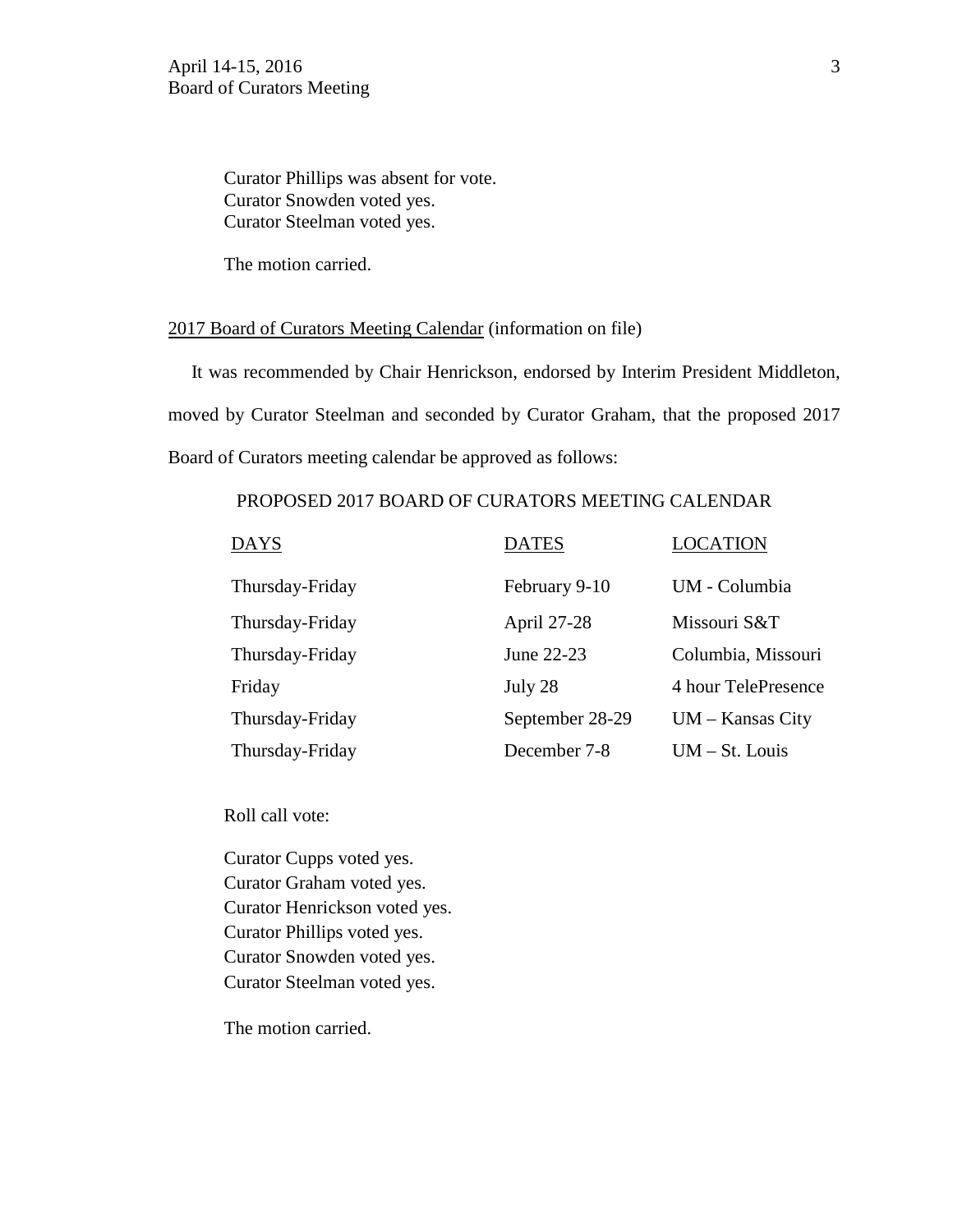Curator Phillips was absent for vote.
Curator Snowden voted yes.
Curator Steelman voted yes.

The motion carried.

<u>2017 Board of Curators Meeting Calendar</u> (information on file)

It was recommended by Chair Henrickson, endorsed by Interim President Middleton, moved by Curator Steelman and seconded by Curator Graham, that the proposed 2017 Board of Curators meeting calendar be approved as follows:

PROPOSED 2017 BOARD OF CURATORS MEETING CALENDAR

| DAYS | DATES | LOCATION |
|---|---|---|
| Thursday-Friday | February 9-10 | UM - Columbia |
| Thursday-Friday | April 27-28 | Missouri S&T |
| Thursday-Friday | June 22-23 | Columbia, Missouri |
| Friday | July 28 | 4 hour TelePresence |
| Thursday-Friday | September 28-29 | UM – Kansas City |
| Thursday-Friday | December 7-8 | UM – St. Louis |

Roll call vote:

Curator Cupps voted yes.
Curator Graham voted yes.
Curator Henrickson voted yes.
Curator Phillips voted yes.
Curator Snowden voted yes.
Curator Steelman voted yes.

The motion carried.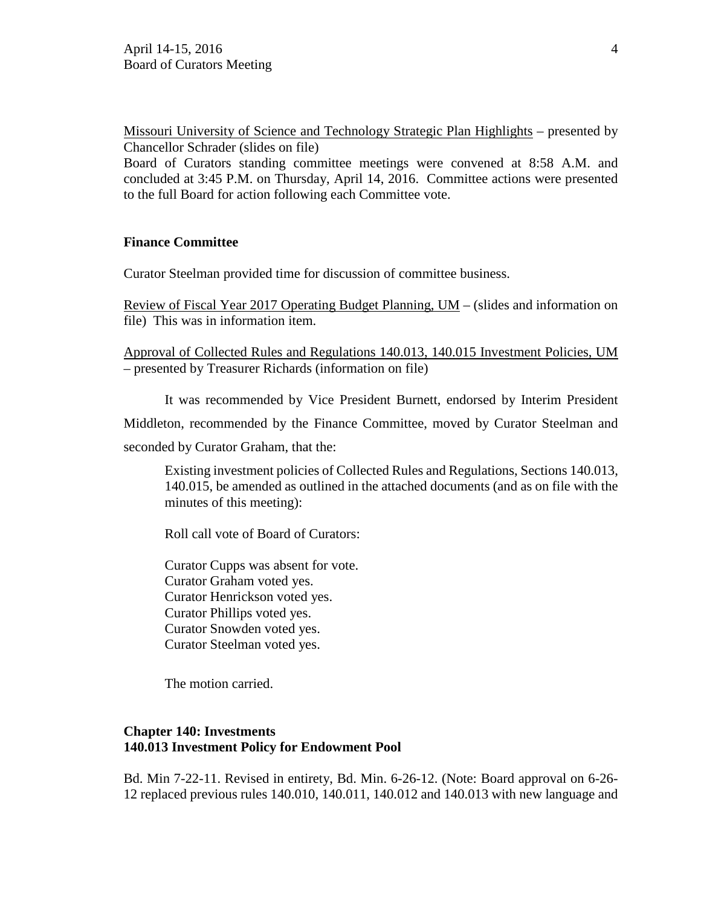Missouri University of Science and Technology Strategic Plan Highlights – presented by Chancellor Schrader (slides on file)
Board of Curators standing committee meetings were convened at 8:58 A.M. and concluded at 3:45 P.M. on Thursday, April 14, 2016. Committee actions were presented to the full Board for action following each Committee vote.

**Finance Committee**

Curator Steelman provided time for discussion of committee business.

Review of Fiscal Year 2017 Operating Budget Planning, UM – (slides and information on file) This was in information item.

Approval of Collected Rules and Regulations 140.013, 140.015 Investment Policies, UM – presented by Treasurer Richards (information on file)

It was recommended by Vice President Burnett, endorsed by Interim President Middleton, recommended by the Finance Committee, moved by Curator Steelman and seconded by Curator Graham, that the:

> Existing investment policies of Collected Rules and Regulations, Sections 140.013, 140.015, be amended as outlined in the attached documents (and as on file with the minutes of this meeting):
>
> Roll call vote of Board of Curators:
>
> Curator Cupps was absent for vote.
> Curator Graham voted yes.
> Curator Henrickson voted yes.
> Curator Phillips voted yes.
> Curator Snowden voted yes.
> Curator Steelman voted yes.
>
> The motion carried.

**Chapter 140: Investments**
**140.013 Investment Policy for Endowment Pool**

Bd. Min 7-22-11. Revised in entirety, Bd. Min. 6-26-12. (Note: Board approval on 6-26-12 replaced previous rules 140.010, 140.011, 140.012 and 140.013 with new language and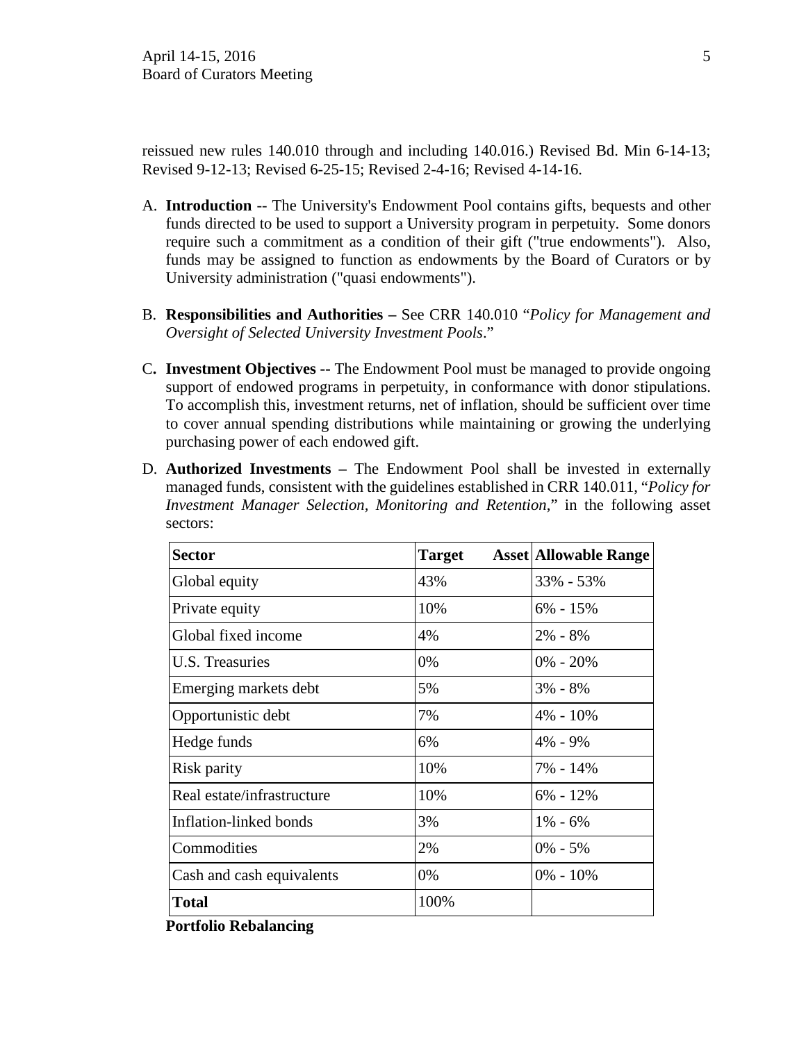reissued new rules 140.010 through and including 140.016.) Revised Bd. Min 6-14-13; Revised 9-12-13; Revised 6-25-15; Revised 2-4-16; Revised 4-14-16.

A. **Introduction** -- The University's Endowment Pool contains gifts, bequests and other funds directed to be used to support a University program in perpetuity. Some donors require such a commitment as a condition of their gift ("true endowments"). Also, funds may be assigned to function as endowments by the Board of Curators or by University administration ("quasi endowments").

B. **Responsibilities and Authorities –** See CRR 140.010 "*Policy for Management and Oversight of Selected University Investment Pools*."

C**.** **Investment Objectives --** The Endowment Pool must be managed to provide ongoing support of endowed programs in perpetuity, in conformance with donor stipulations. To accomplish this, investment returns, net of inflation, should be sufficient over time to cover annual spending distributions while maintaining or growing the underlying purchasing power of each endowed gift.

D. **Authorized Investments –** The Endowment Pool shall be invested in externally managed funds, consistent with the guidelines established in CRR 140.011, "*Policy for Investment Manager Selection, Monitoring and Retention*," in the following asset sectors:

| **Sector** | **Target Asset** | **Allowable Range** |
|---|---|---|
| Global equity | 43% | 33% - 53% |
| Private equity | 10% | 6% - 15% |
| Global fixed income | 4% | 2% - 8% |
| U.S. Treasuries | 0% | 0% - 20% |
| Emerging markets debt | 5% | 3% - 8% |
| Opportunistic debt | 7% | 4% - 10% |
| Hedge funds | 6% | 4% - 9% |
| Risk parity | 10% | 7% - 14% |
| Real estate/infrastructure | 10% | 6% - 12% |
| Inflation-linked bonds | 3% | 1% - 6% |
| Commodities | 2% | 0% - 5% |
| Cash and cash equivalents | 0% | 0% - 10% |
| **Total** | 100% | |

**Portfolio Rebalancing**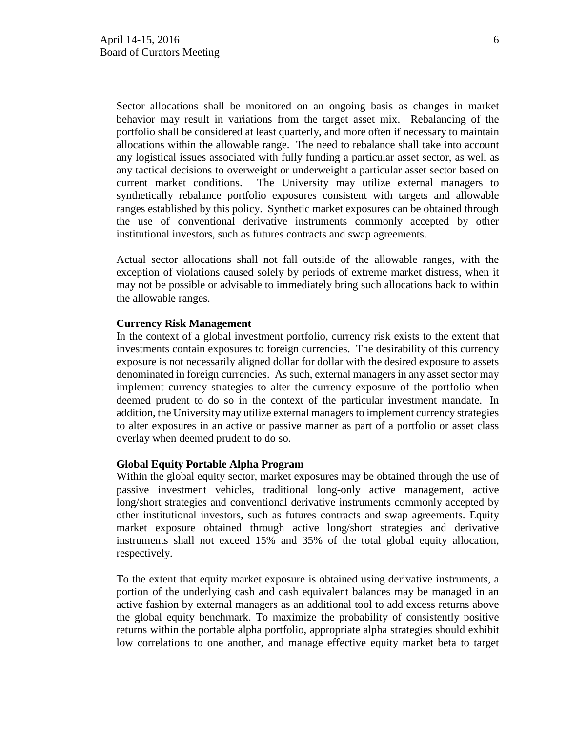Sector allocations shall be monitored on an ongoing basis as changes in market behavior may result in variations from the target asset mix. Rebalancing of the portfolio shall be considered at least quarterly, and more often if necessary to maintain allocations within the allowable range. The need to rebalance shall take into account any logistical issues associated with fully funding a particular asset sector, as well as any tactical decisions to overweight or underweight a particular asset sector based on current market conditions. The University may utilize external managers to synthetically rebalance portfolio exposures consistent with targets and allowable ranges established by this policy. Synthetic market exposures can be obtained through the use of conventional derivative instruments commonly accepted by other institutional investors, such as futures contracts and swap agreements.

Actual sector allocations shall not fall outside of the allowable ranges, with the exception of violations caused solely by periods of extreme market distress, when it may not be possible or advisable to immediately bring such allocations back to within the allowable ranges.

**Currency Risk Management**

In the context of a global investment portfolio, currency risk exists to the extent that investments contain exposures to foreign currencies. The desirability of this currency exposure is not necessarily aligned dollar for dollar with the desired exposure to assets denominated in foreign currencies. As such, external managers in any asset sector may implement currency strategies to alter the currency exposure of the portfolio when deemed prudent to do so in the context of the particular investment mandate. In addition, the University may utilize external managers to implement currency strategies to alter exposures in an active or passive manner as part of a portfolio or asset class overlay when deemed prudent to do so.

**Global Equity Portable Alpha Program**

Within the global equity sector, market exposures may be obtained through the use of passive investment vehicles, traditional long-only active management, active long/short strategies and conventional derivative instruments commonly accepted by other institutional investors, such as futures contracts and swap agreements. Equity market exposure obtained through active long/short strategies and derivative instruments shall not exceed 15% and 35% of the total global equity allocation, respectively.

To the extent that equity market exposure is obtained using derivative instruments, a portion of the underlying cash and cash equivalent balances may be managed in an active fashion by external managers as an additional tool to add excess returns above the global equity benchmark. To maximize the probability of consistently positive returns within the portable alpha portfolio, appropriate alpha strategies should exhibit low correlations to one another, and manage effective equity market beta to target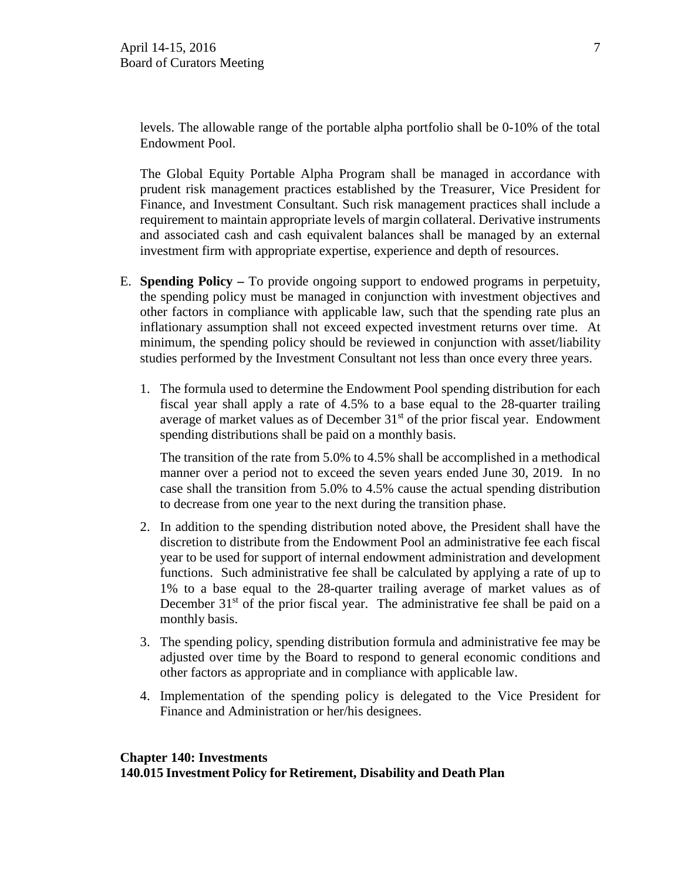levels. The allowable range of the portable alpha portfolio shall be 0-10% of the total Endowment Pool.

The Global Equity Portable Alpha Program shall be managed in accordance with prudent risk management practices established by the Treasurer, Vice President for Finance, and Investment Consultant. Such risk management practices shall include a requirement to maintain appropriate levels of margin collateral. Derivative instruments and associated cash and cash equivalent balances shall be managed by an external investment firm with appropriate expertise, experience and depth of resources.

E. **Spending Policy –** To provide ongoing support to endowed programs in perpetuity, the spending policy must be managed in conjunction with investment objectives and other factors in compliance with applicable law, such that the spending rate plus an inflationary assumption shall not exceed expected investment returns over time. At minimum, the spending policy should be reviewed in conjunction with asset/liability studies performed by the Investment Consultant not less than once every three years.

1. The formula used to determine the Endowment Pool spending distribution for each fiscal year shall apply a rate of 4.5% to a base equal to the 28-quarter trailing average of market values as of December 31st of the prior fiscal year. Endowment spending distributions shall be paid on a monthly basis.

   The transition of the rate from 5.0% to 4.5% shall be accomplished in a methodical manner over a period not to exceed the seven years ended June 30, 2019. In no case shall the transition from 5.0% to 4.5% cause the actual spending distribution to decrease from one year to the next during the transition phase.

2. In addition to the spending distribution noted above, the President shall have the discretion to distribute from the Endowment Pool an administrative fee each fiscal year to be used for support of internal endowment administration and development functions. Such administrative fee shall be calculated by applying a rate of up to 1% to a base equal to the 28-quarter trailing average of market values as of December 31st of the prior fiscal year. The administrative fee shall be paid on a monthly basis.

3. The spending policy, spending distribution formula and administrative fee may be adjusted over time by the Board to respond to general economic conditions and other factors as appropriate and in compliance with applicable law.

4. Implementation of the spending policy is delegated to the Vice President for Finance and Administration or her/his designees.

**Chapter 140: Investments**
**140.015 Investment Policy for Retirement, Disability and Death Plan**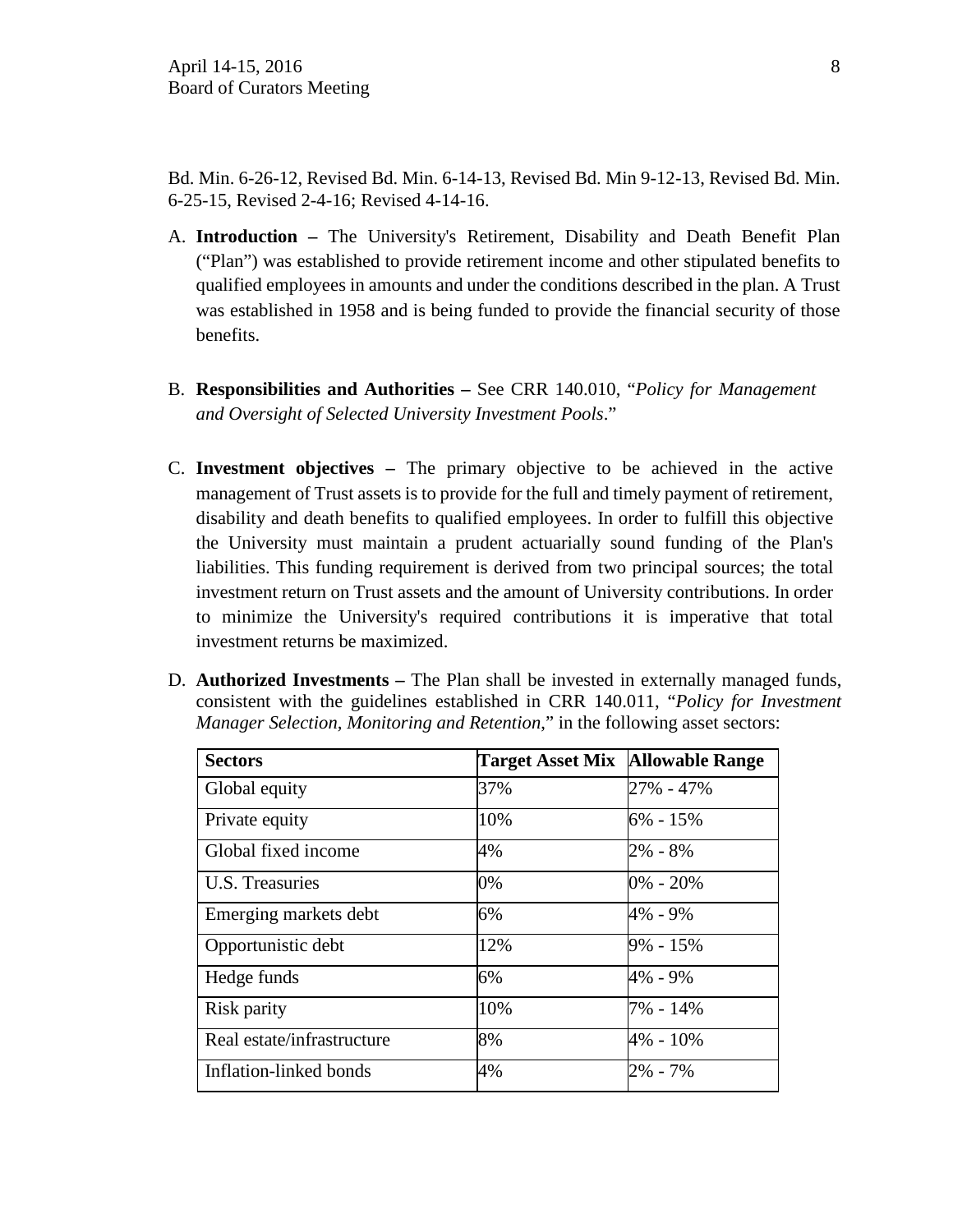Bd. Min. 6-26-12, Revised Bd. Min. 6-14-13, Revised Bd. Min 9-12-13, Revised Bd. Min. 6-25-15, Revised 2-4-16; Revised 4-14-16.

A. **Introduction –** The University's Retirement, Disability and Death Benefit Plan ("Plan") was established to provide retirement income and other stipulated benefits to qualified employees in amounts and under the conditions described in the plan. A Trust was established in 1958 and is being funded to provide the financial security of those benefits.

B. **Responsibilities and Authorities –** See CRR 140.010, "*Policy for Management and Oversight of Selected University Investment Pools*."

C. **Investment objectives –** The primary objective to be achieved in the active management of Trust assets is to provide for the full and timely payment of retirement, disability and death benefits to qualified employees. In order to fulfill this objective the University must maintain a prudent actuarially sound funding of the Plan's liabilities. This funding requirement is derived from two principal sources; the total investment return on Trust assets and the amount of University contributions. In order to minimize the University's required contributions it is imperative that total investment returns be maximized.

D. **Authorized Investments –** The Plan shall be invested in externally managed funds, consistent with the guidelines established in CRR 140.011, "*Policy for Investment Manager Selection, Monitoring and Retention*," in the following asset sectors:

| **Sectors** | **Target Asset Mix** | **Allowable Range** |
|---|---|---|
| Global equity | 37% | 27% - 47% |
| Private equity | 10% | 6% - 15% |
| Global fixed income | 4% | 2% - 8% |
| U.S. Treasuries | 0% | 0% - 20% |
| Emerging markets debt | 6% | 4% - 9% |
| Opportunistic debt | 12% | 9% - 15% |
| Hedge funds | 6% | 4% - 9% |
| Risk parity | 10% | 7% - 14% |
| Real estate/infrastructure | 8% | 4% - 10% |
| Inflation-linked bonds | 4% | 2% - 7% |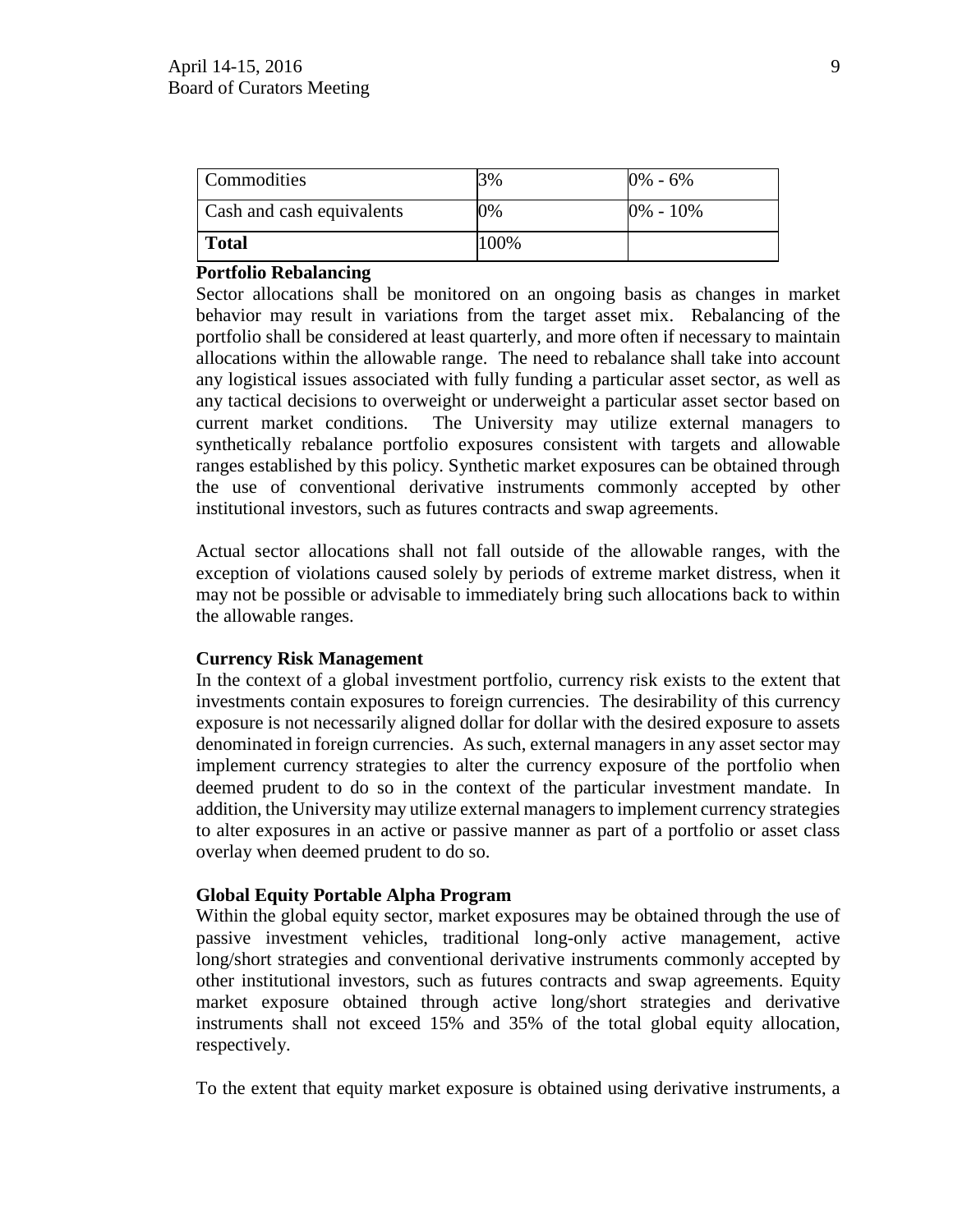| Commodities | 3% | 0% - 6% |
|---|---|---|
| Cash and cash equivalents | 0% | 0% - 10% |
| **Total** | 100% | |

**Portfolio Rebalancing**

Sector allocations shall be monitored on an ongoing basis as changes in market behavior may result in variations from the target asset mix. Rebalancing of the portfolio shall be considered at least quarterly, and more often if necessary to maintain allocations within the allowable range. The need to rebalance shall take into account any logistical issues associated with fully funding a particular asset sector, as well as any tactical decisions to overweight or underweight a particular asset sector based on current market conditions. The University may utilize external managers to synthetically rebalance portfolio exposures consistent with targets and allowable ranges established by this policy. Synthetic market exposures can be obtained through the use of conventional derivative instruments commonly accepted by other institutional investors, such as futures contracts and swap agreements.

Actual sector allocations shall not fall outside of the allowable ranges, with the exception of violations caused solely by periods of extreme market distress, when it may not be possible or advisable to immediately bring such allocations back to within the allowable ranges.

**Currency Risk Management**

In the context of a global investment portfolio, currency risk exists to the extent that investments contain exposures to foreign currencies. The desirability of this currency exposure is not necessarily aligned dollar for dollar with the desired exposure to assets denominated in foreign currencies. As such, external managers in any asset sector may implement currency strategies to alter the currency exposure of the portfolio when deemed prudent to do so in the context of the particular investment mandate. In addition, the University may utilize external managers to implement currency strategies to alter exposures in an active or passive manner as part of a portfolio or asset class overlay when deemed prudent to do so.

**Global Equity Portable Alpha Program**

Within the global equity sector, market exposures may be obtained through the use of passive investment vehicles, traditional long-only active management, active long/short strategies and conventional derivative instruments commonly accepted by other institutional investors, such as futures contracts and swap agreements. Equity market exposure obtained through active long/short strategies and derivative instruments shall not exceed 15% and 35% of the total global equity allocation, respectively.

To the extent that equity market exposure is obtained using derivative instruments, a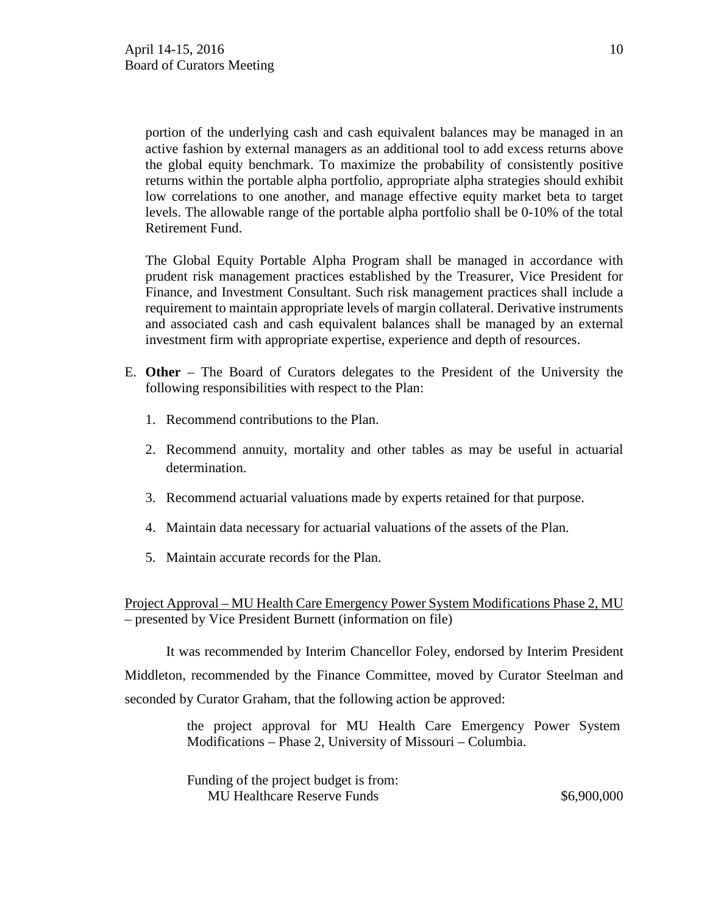portion of the underlying cash and cash equivalent balances may be managed in an active fashion by external managers as an additional tool to add excess returns above the global equity benchmark. To maximize the probability of consistently positive returns within the portable alpha portfolio, appropriate alpha strategies should exhibit low correlations to one another, and manage effective equity market beta to target levels. The allowable range of the portable alpha portfolio shall be 0-10% of the total Retirement Fund.

The Global Equity Portable Alpha Program shall be managed in accordance with prudent risk management practices established by the Treasurer, Vice President for Finance, and Investment Consultant. Such risk management practices shall include a requirement to maintain appropriate levels of margin collateral. Derivative instruments and associated cash and cash equivalent balances shall be managed by an external investment firm with appropriate expertise, experience and depth of resources.

E. **Other** – The Board of Curators delegates to the President of the University the following responsibilities with respect to the Plan:

1. Recommend contributions to the Plan.
2. Recommend annuity, mortality and other tables as may be useful in actuarial determination.
3. Recommend actuarial valuations made by experts retained for that purpose.
4. Maintain data necessary for actuarial valuations of the assets of the Plan.
5. Maintain accurate records for the Plan.

Project Approval – MU Health Care Emergency Power System Modifications Phase 2, MU – presented by Vice President Burnett (information on file)

It was recommended by Interim Chancellor Foley, endorsed by Interim President Middleton, recommended by the Finance Committee, moved by Curator Steelman and seconded by Curator Graham, that the following action be approved:

> the project approval for MU Health Care Emergency Power System Modifications – Phase 2, University of Missouri – Columbia.
>
> Funding of the project budget is from:
> MU Healthcare Reserve Funds $6,900,000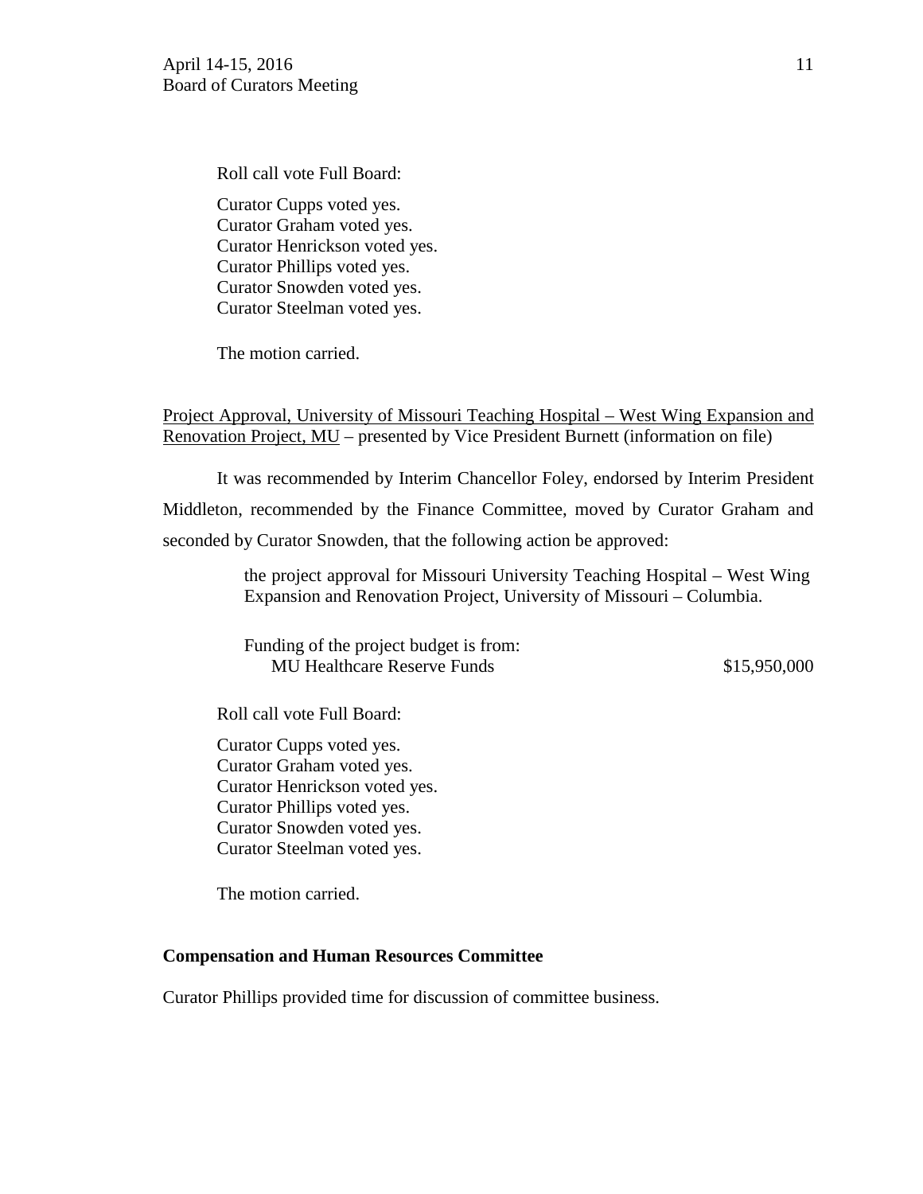Roll call vote Full Board:

Curator Cupps voted yes.
Curator Graham voted yes.
Curator Henrickson voted yes.
Curator Phillips voted yes.
Curator Snowden voted yes.
Curator Steelman voted yes.

The motion carried.

<u>Project Approval, University of Missouri Teaching Hospital – West Wing Expansion and Renovation Project, MU</u> – presented by Vice President Burnett (information on file)

It was recommended by Interim Chancellor Foley, endorsed by Interim President Middleton, recommended by the Finance Committee, moved by Curator Graham and seconded by Curator Snowden, that the following action be approved:

> the project approval for Missouri University Teaching Hospital – West Wing Expansion and Renovation Project, University of Missouri – Columbia.
>
> Funding of the project budget is from:
> MU Healthcare Reserve Funds $15,950,000

Roll call vote Full Board:

Curator Cupps voted yes.
Curator Graham voted yes.
Curator Henrickson voted yes.
Curator Phillips voted yes.
Curator Snowden voted yes.
Curator Steelman voted yes.

The motion carried.

**Compensation and Human Resources Committee**

Curator Phillips provided time for discussion of committee business.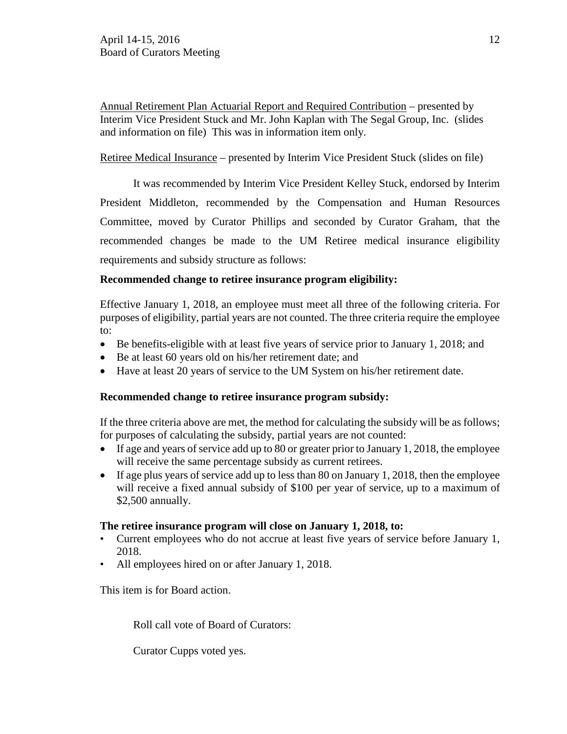Annual Retirement Plan Actuarial Report and Required Contribution – presented by Interim Vice President Stuck and Mr. John Kaplan with The Segal Group, Inc. (slides and information on file) This was in information item only.

Retiree Medical Insurance – presented by Interim Vice President Stuck (slides on file)

It was recommended by Interim Vice President Kelley Stuck, endorsed by Interim President Middleton, recommended by the Compensation and Human Resources Committee, moved by Curator Phillips and seconded by Curator Graham, that the recommended changes be made to the UM Retiree medical insurance eligibility requirements and subsidy structure as follows:

**Recommended change to retiree insurance program eligibility:**

Effective January 1, 2018, an employee must meet all three of the following criteria. For purposes of eligibility, partial years are not counted. The three criteria require the employee to:

- Be benefits-eligible with at least five years of service prior to January 1, 2018; and
- Be at least 60 years old on his/her retirement date; and
- Have at least 20 years of service to the UM System on his/her retirement date.

**Recommended change to retiree insurance program subsidy:**

If the three criteria above are met, the method for calculating the subsidy will be as follows; for purposes of calculating the subsidy, partial years are not counted:

- If age and years of service add up to 80 or greater prior to January 1, 2018, the employee will receive the same percentage subsidy as current retirees.
- If age plus years of service add up to less than 80 on January 1, 2018, then the employee will receive a fixed annual subsidy of $100 per year of service, up to a maximum of $2,500 annually.

**The retiree insurance program will close on January 1, 2018, to:**

- Current employees who do not accrue at least five years of service before January 1, 2018.
- All employees hired on or after January 1, 2018.

This item is for Board action.

Roll call vote of Board of Curators:

Curator Cupps voted yes.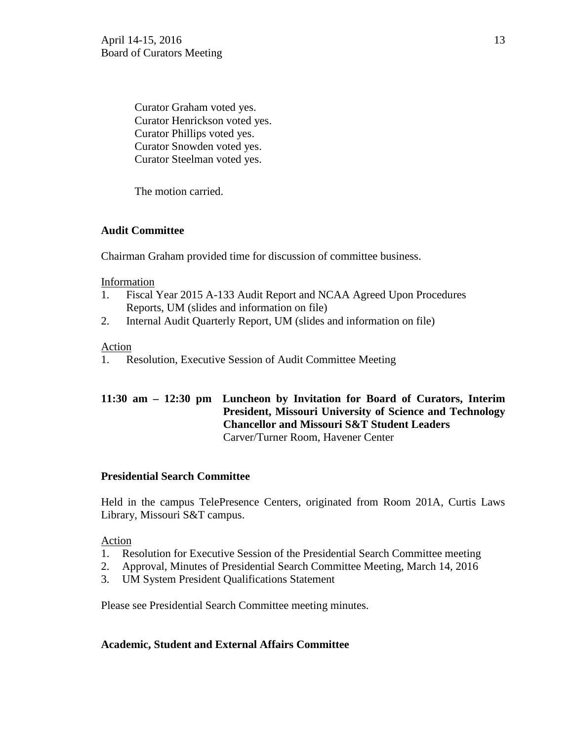Curator Graham voted yes.
Curator Henrickson voted yes.
Curator Phillips voted yes.
Curator Snowden voted yes.
Curator Steelman voted yes.

The motion carried.

**Audit Committee**

Chairman Graham provided time for discussion of committee business.

Information

1. Fiscal Year 2015 A-133 Audit Report and NCAA Agreed Upon Procedures Reports, UM (slides and information on file)
2. Internal Audit Quarterly Report, UM (slides and information on file)

Action

1. Resolution, Executive Session of Audit Committee Meeting

**11:30 am – 12:30 pm Luncheon by Invitation for Board of Curators, Interim President, Missouri University of Science and Technology Chancellor and Missouri S&T Student Leaders**
Carver/Turner Room, Havener Center

**Presidential Search Committee**

Held in the campus TelePresence Centers, originated from Room 201A, Curtis Laws Library, Missouri S&T campus.

Action

1. Resolution for Executive Session of the Presidential Search Committee meeting
2. Approval, Minutes of Presidential Search Committee Meeting, March 14, 2016
3. UM System President Qualifications Statement

Please see Presidential Search Committee meeting minutes.

**Academic, Student and External Affairs Committee**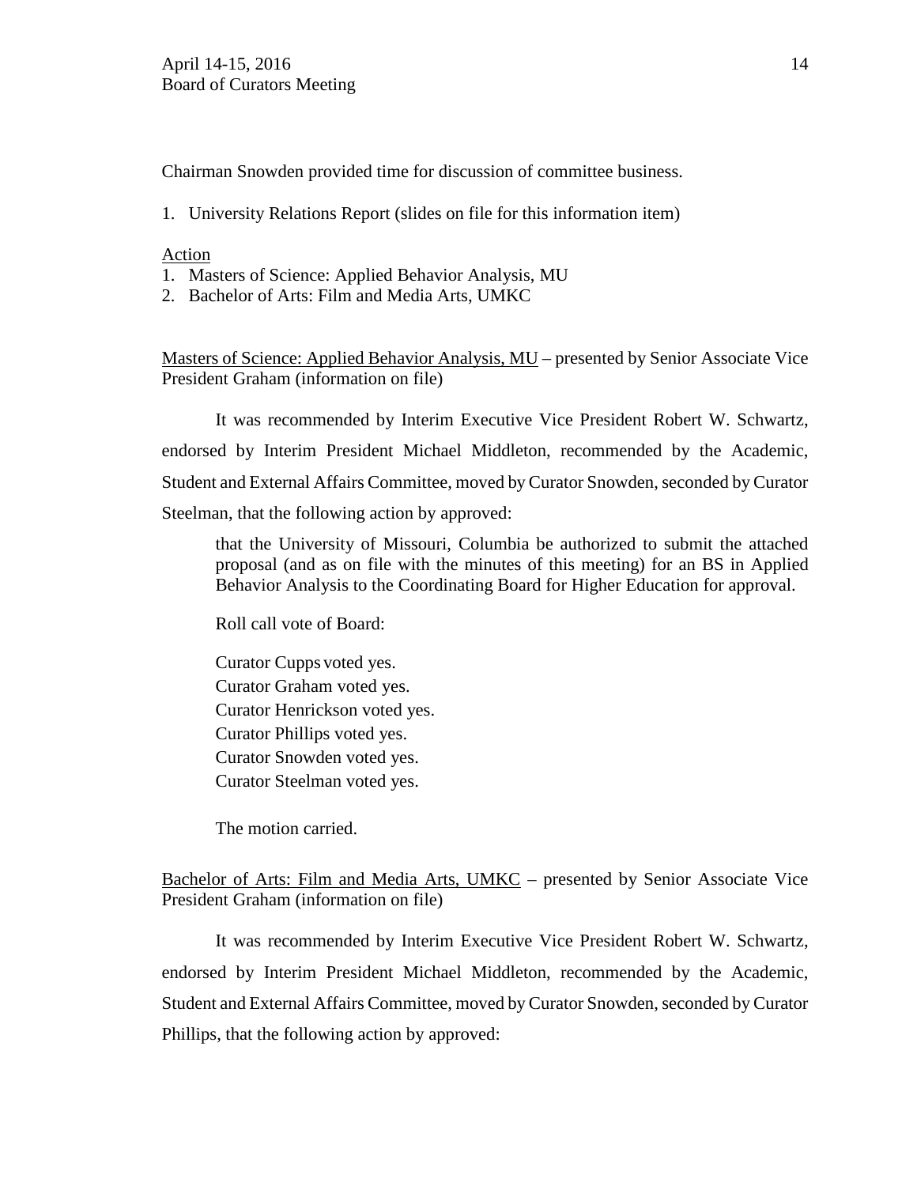Chairman Snowden provided time for discussion of committee business.

1. University Relations Report (slides on file for this information item)

<u>Action</u>

1. Masters of Science: Applied Behavior Analysis, MU
2. Bachelor of Arts: Film and Media Arts, UMKC

<u>Masters of Science: Applied Behavior Analysis, MU</u> – presented by Senior Associate Vice President Graham (information on file)

It was recommended by Interim Executive Vice President Robert W. Schwartz, endorsed by Interim President Michael Middleton, recommended by the Academic, Student and External Affairs Committee, moved by Curator Snowden, seconded by Curator Steelman, that the following action by approved:

> that the University of Missouri, Columbia be authorized to submit the attached proposal (and as on file with the minutes of this meeting) for an BS in Applied Behavior Analysis to the Coordinating Board for Higher Education for approval.
>
> Roll call vote of Board:
>
> Curator Cupps voted yes.
> Curator Graham voted yes.
> Curator Henrickson voted yes.
> Curator Phillips voted yes.
> Curator Snowden voted yes.
> Curator Steelman voted yes.
>
> The motion carried.

<u>Bachelor of Arts: Film and Media Arts, UMKC</u> – presented by Senior Associate Vice President Graham (information on file)

It was recommended by Interim Executive Vice President Robert W. Schwartz, endorsed by Interim President Michael Middleton, recommended by the Academic, Student and External Affairs Committee, moved by Curator Snowden, seconded by Curator Phillips, that the following action by approved: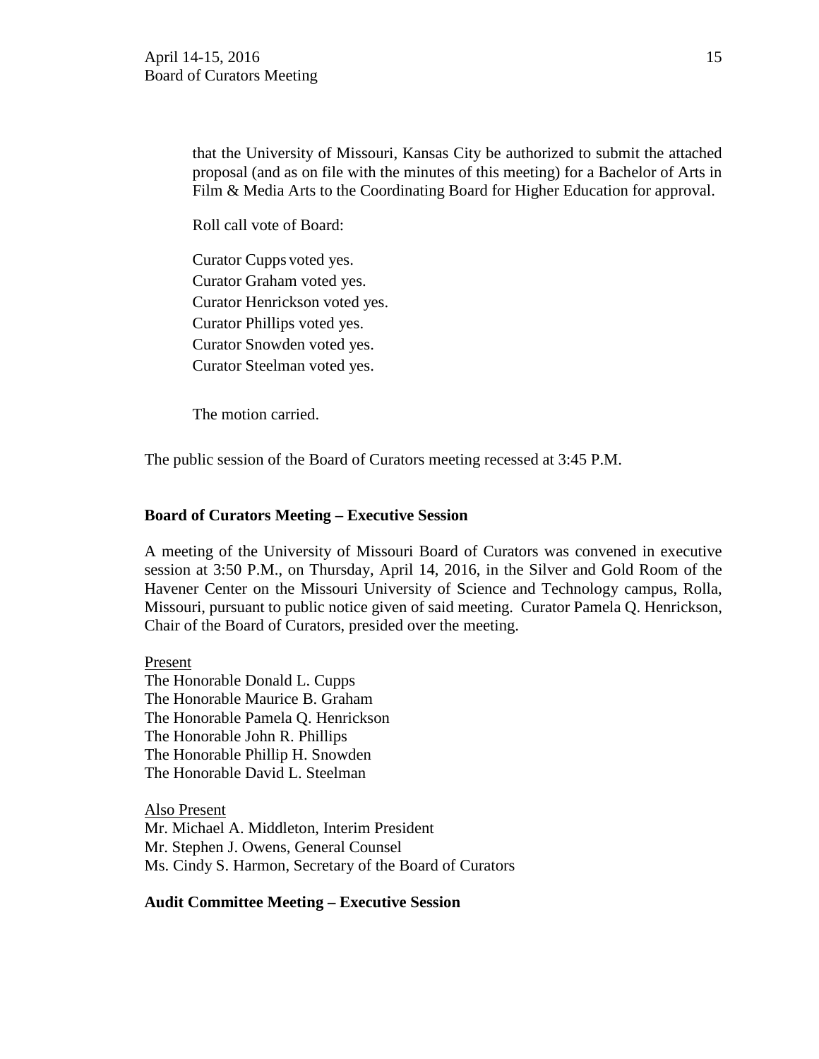that the University of Missouri, Kansas City be authorized to submit the attached proposal (and as on file with the minutes of this meeting) for a Bachelor of Arts in Film & Media Arts to the Coordinating Board for Higher Education for approval.

Roll call vote of Board:

Curator Cupps voted yes.
Curator Graham voted yes.
Curator Henrickson voted yes.
Curator Phillips voted yes.
Curator Snowden voted yes.
Curator Steelman voted yes.

The motion carried.

The public session of the Board of Curators meeting recessed at 3:45 P.M.

**Board of Curators Meeting – Executive Session**

A meeting of the University of Missouri Board of Curators was convened in executive session at 3:50 P.M., on Thursday, April 14, 2016, in the Silver and Gold Room of the Havener Center on the Missouri University of Science and Technology campus, Rolla, Missouri, pursuant to public notice given of said meeting. Curator Pamela Q. Henrickson, Chair of the Board of Curators, presided over the meeting.

Present
The Honorable Donald L. Cupps
The Honorable Maurice B. Graham
The Honorable Pamela Q. Henrickson
The Honorable John R. Phillips
The Honorable Phillip H. Snowden
The Honorable David L. Steelman

Also Present
Mr. Michael A. Middleton, Interim President
Mr. Stephen J. Owens, General Counsel
Ms. Cindy S. Harmon, Secretary of the Board of Curators

**Audit Committee Meeting – Executive Session**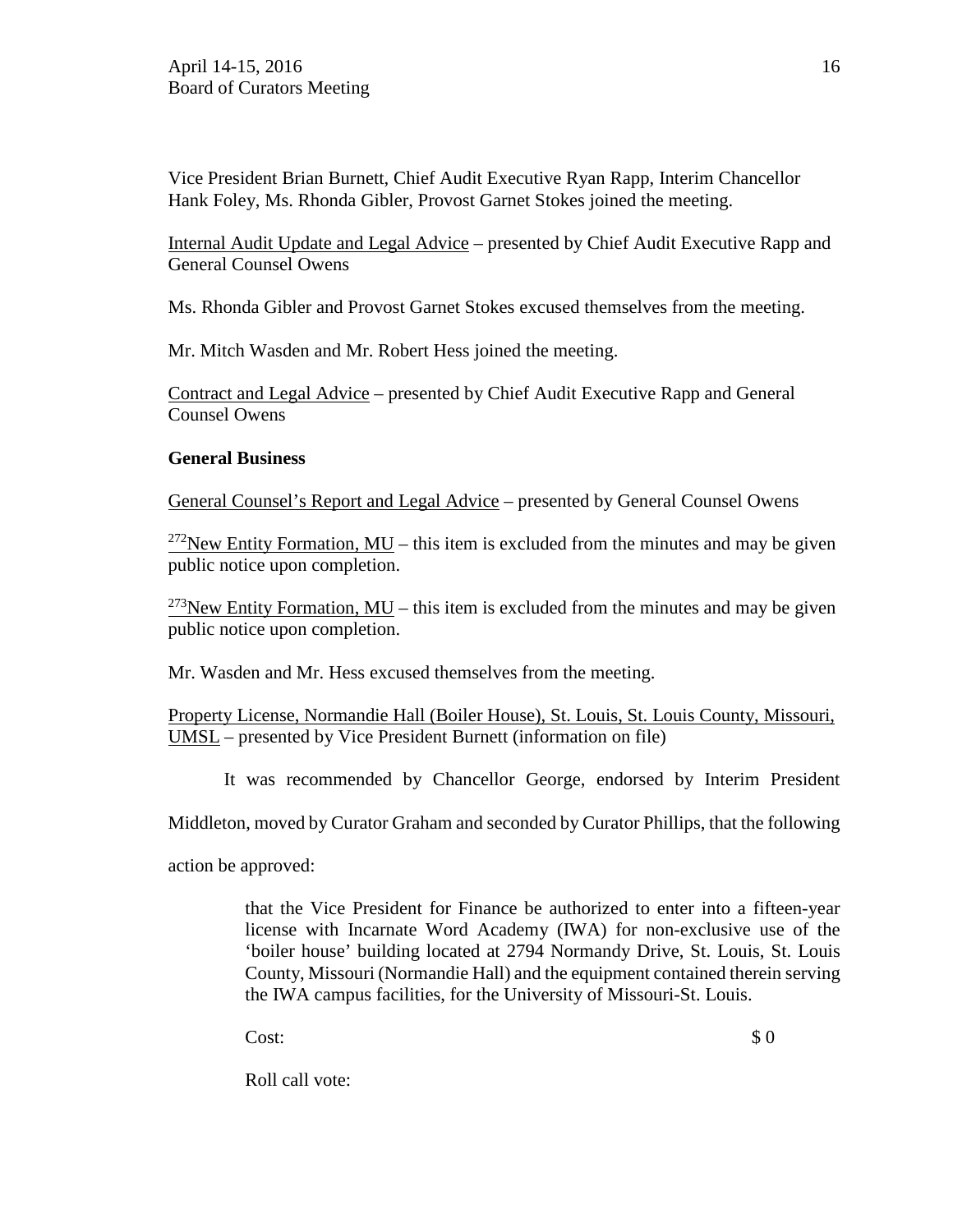Vice President Brian Burnett, Chief Audit Executive Ryan Rapp, Interim Chancellor Hank Foley, Ms. Rhonda Gibler, Provost Garnet Stokes joined the meeting.

Internal Audit Update and Legal Advice – presented by Chief Audit Executive Rapp and General Counsel Owens

Ms. Rhonda Gibler and Provost Garnet Stokes excused themselves from the meeting.

Mr. Mitch Wasden and Mr. Robert Hess joined the meeting.

Contract and Legal Advice – presented by Chief Audit Executive Rapp and General Counsel Owens

**General Business**

General Counsel's Report and Legal Advice – presented by General Counsel Owens

[272]New Entity Formation, MU – this item is excluded from the minutes and may be given public notice upon completion.

[273]New Entity Formation, MU – this item is excluded from the minutes and may be given public notice upon completion.

Mr. Wasden and Mr. Hess excused themselves from the meeting.

Property License, Normandie Hall (Boiler House), St. Louis, St. Louis County, Missouri, UMSL – presented by Vice President Burnett (information on file)

It was recommended by Chancellor George, endorsed by Interim President Middleton, moved by Curator Graham and seconded by Curator Phillips, that the following action be approved:

> that the Vice President for Finance be authorized to enter into a fifteen-year license with Incarnate Word Academy (IWA) for non-exclusive use of the 'boiler house' building located at 2794 Normandy Drive, St. Louis, St. Louis County, Missouri (Normandie Hall) and the equipment contained therein serving the IWA campus facilities, for the University of Missouri-St. Louis.
>
> Cost: $ 0
>
> Roll call vote: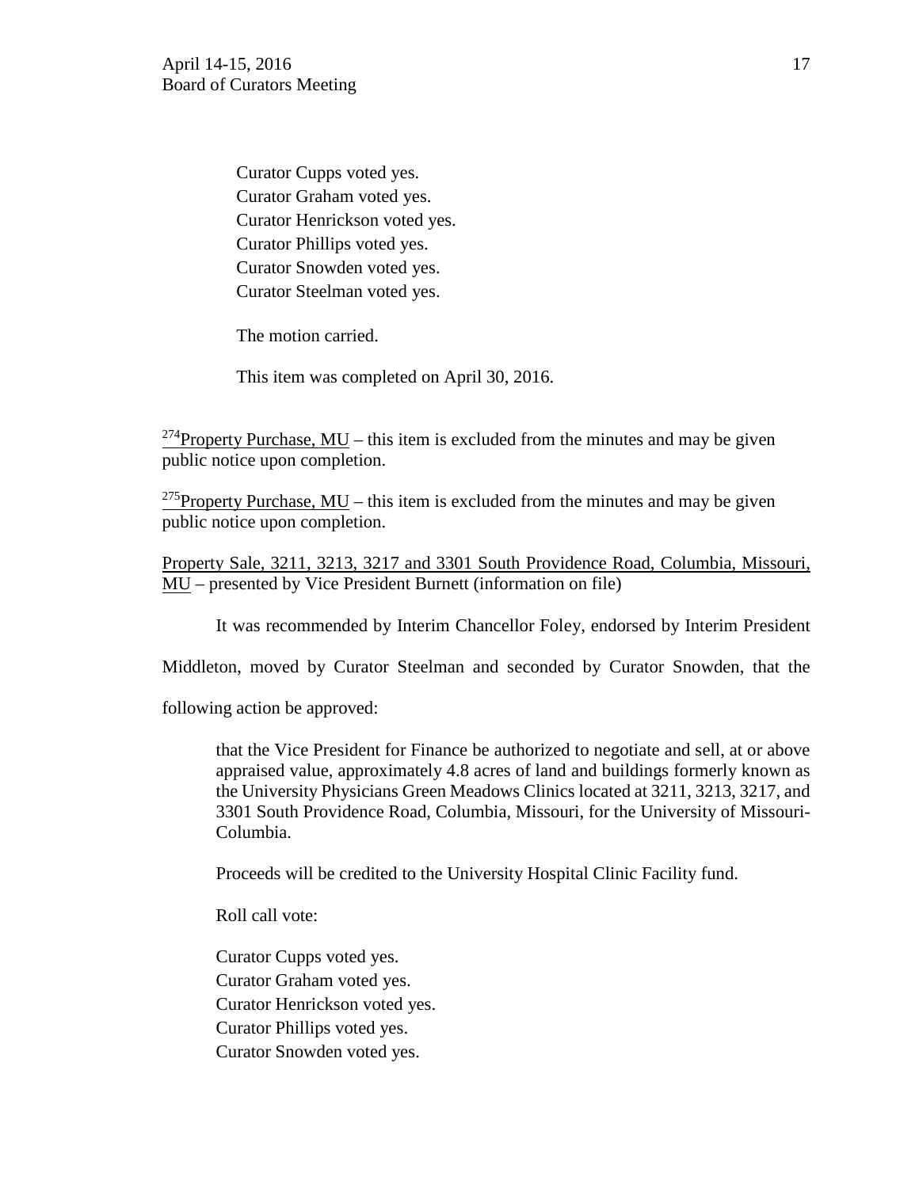Curator Cupps voted yes.
Curator Graham voted yes.
Curator Henrickson voted yes.
Curator Phillips voted yes.
Curator Snowden voted yes.
Curator Steelman voted yes.

The motion carried.

This item was completed on April 30, 2016.

[274]Property Purchase, MU – this item is excluded from the minutes and may be given public notice upon completion.

[275]Property Purchase, MU – this item is excluded from the minutes and may be given public notice upon completion.

Property Sale, 3211, 3213, 3217 and 3301 South Providence Road, Columbia, Missouri, MU – presented by Vice President Burnett (information on file)

It was recommended by Interim Chancellor Foley, endorsed by Interim President Middleton, moved by Curator Steelman and seconded by Curator Snowden, that the following action be approved:

> that the Vice President for Finance be authorized to negotiate and sell, at or above appraised value, approximately 4.8 acres of land and buildings formerly known as the University Physicians Green Meadows Clinics located at 3211, 3213, 3217, and 3301 South Providence Road, Columbia, Missouri, for the University of Missouri-Columbia.
>
> Proceeds will be credited to the University Hospital Clinic Facility fund.

Roll call vote:

Curator Cupps voted yes.
Curator Graham voted yes.
Curator Henrickson voted yes.
Curator Phillips voted yes.
Curator Snowden voted yes.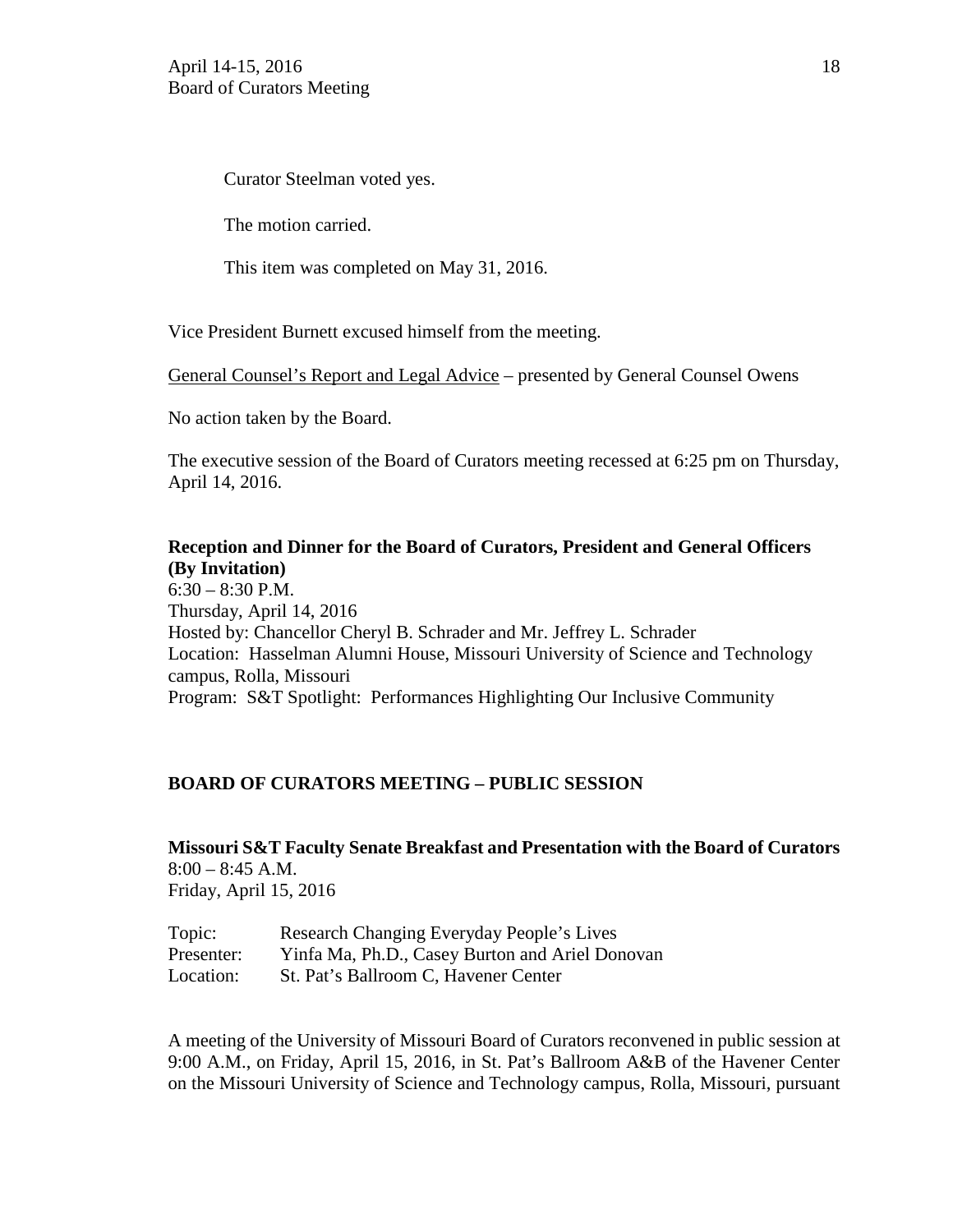Curator Steelman voted yes.

The motion carried.

This item was completed on May 31, 2016.

Vice President Burnett excused himself from the meeting.

General Counsel's Report and Legal Advice – presented by General Counsel Owens

No action taken by the Board.

The executive session of the Board of Curators meeting recessed at 6:25 pm on Thursday, April 14, 2016.

**Reception and Dinner for the Board of Curators, President and General Officers (By Invitation)**
6:30 – 8:30 P.M.
Thursday, April 14, 2016
Hosted by: Chancellor Cheryl B. Schrader and Mr. Jeffrey L. Schrader
Location: Hasselman Alumni House, Missouri University of Science and Technology campus, Rolla, Missouri
Program: S&T Spotlight: Performances Highlighting Our Inclusive Community

## BOARD OF CURATORS MEETING – PUBLIC SESSION

**Missouri S&T Faculty Senate Breakfast and Presentation with the Board of Curators**
8:00 – 8:45 A.M.
Friday, April 15, 2016

| | |
|---|---|
| Topic: | Research Changing Everyday People's Lives |
| Presenter: | Yinfa Ma, Ph.D., Casey Burton and Ariel Donovan |
| Location: | St. Pat's Ballroom C, Havener Center |

A meeting of the University of Missouri Board of Curators reconvened in public session at 9:00 A.M., on Friday, April 15, 2016, in St. Pat's Ballroom A&B of the Havener Center on the Missouri University of Science and Technology campus, Rolla, Missouri, pursuant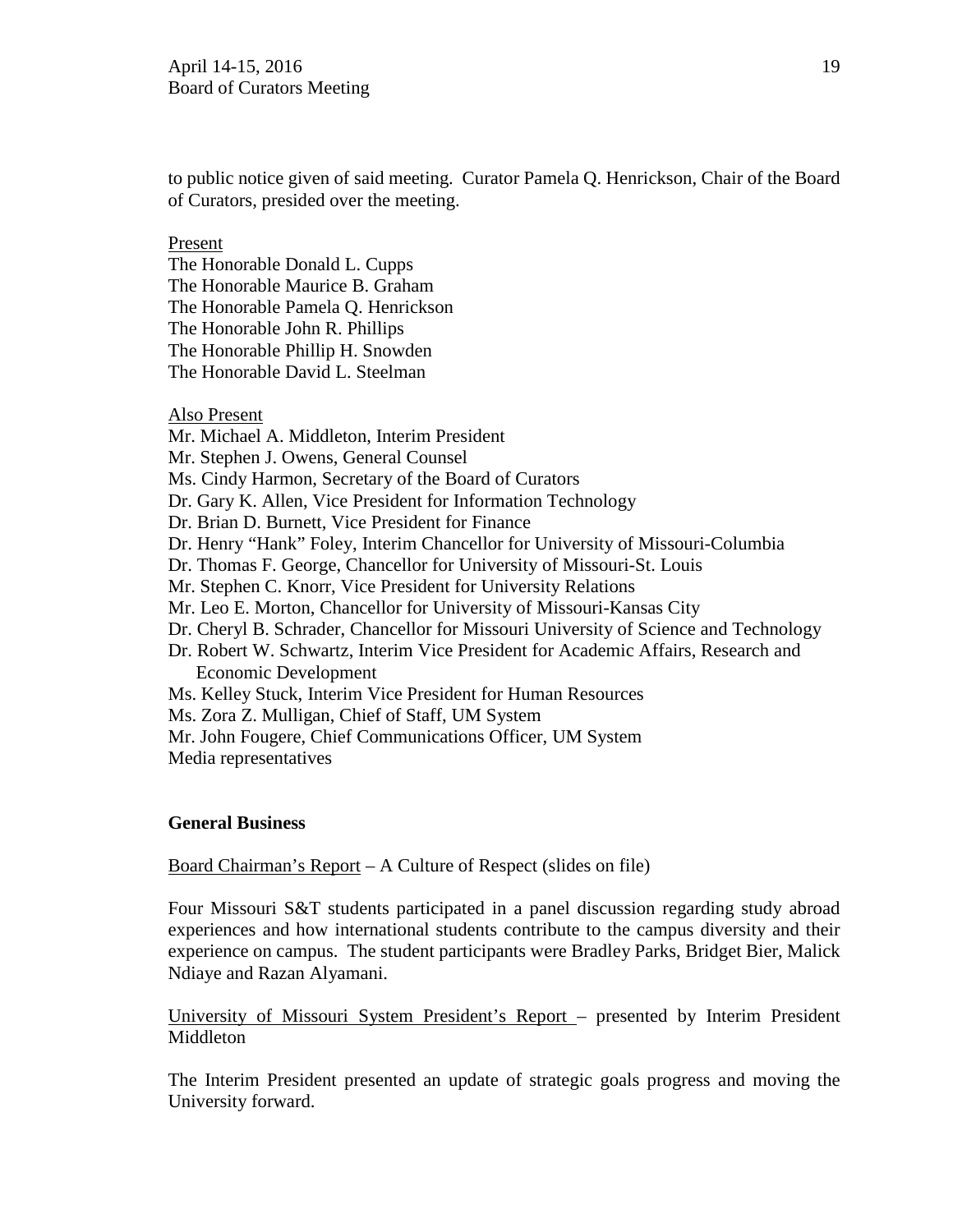to public notice given of said meeting. Curator Pamela Q. Henrickson, Chair of the Board of Curators, presided over the meeting.

Present

The Honorable Donald L. Cupps
The Honorable Maurice B. Graham
The Honorable Pamela Q. Henrickson
The Honorable John R. Phillips
The Honorable Phillip H. Snowden
The Honorable David L. Steelman

Also Present

Mr. Michael A. Middleton, Interim President
Mr. Stephen J. Owens, General Counsel
Ms. Cindy Harmon, Secretary of the Board of Curators
Dr. Gary K. Allen, Vice President for Information Technology
Dr. Brian D. Burnett, Vice President for Finance
Dr. Henry "Hank" Foley, Interim Chancellor for University of Missouri-Columbia
Dr. Thomas F. George, Chancellor for University of Missouri-St. Louis
Mr. Stephen C. Knorr, Vice President for University Relations
Mr. Leo E. Morton, Chancellor for University of Missouri-Kansas City
Dr. Cheryl B. Schrader, Chancellor for Missouri University of Science and Technology
Dr. Robert W. Schwartz, Interim Vice President for Academic Affairs, Research and Economic Development
Ms. Kelley Stuck, Interim Vice President for Human Resources
Ms. Zora Z. Mulligan, Chief of Staff, UM System
Mr. John Fougere, Chief Communications Officer, UM System
Media representatives

**General Business**

Board Chairman's Report – A Culture of Respect (slides on file)

Four Missouri S&T students participated in a panel discussion regarding study abroad experiences and how international students contribute to the campus diversity and their experience on campus. The student participants were Bradley Parks, Bridget Bier, Malick Ndiaye and Razan Alyamani.

University of Missouri System President's Report – presented by Interim President Middleton

The Interim President presented an update of strategic goals progress and moving the University forward.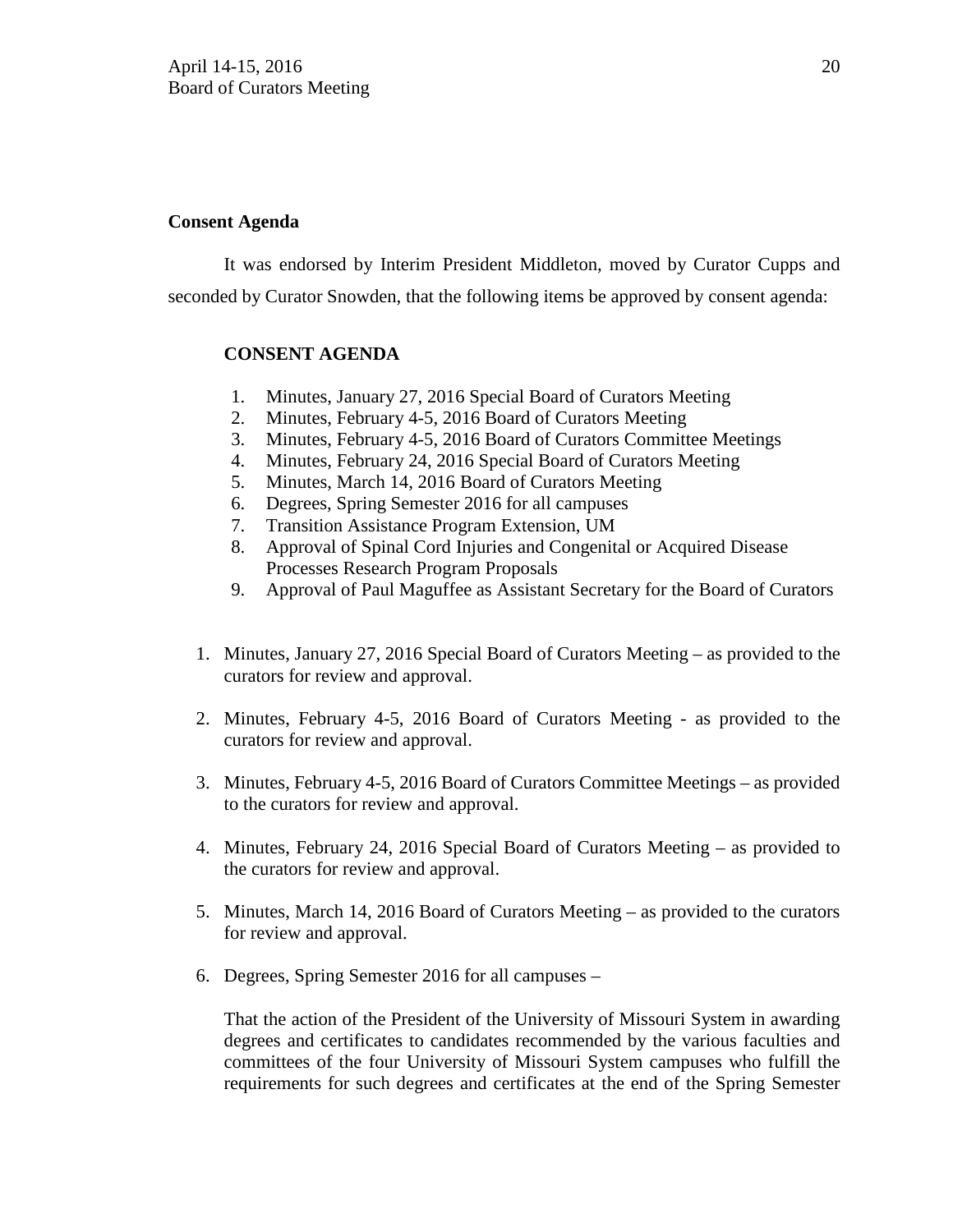**Consent Agenda**

It was endorsed by Interim President Middleton, moved by Curator Cupps and seconded by Curator Snowden, that the following items be approved by consent agenda:

**CONSENT AGENDA**

1. Minutes, January 27, 2016 Special Board of Curators Meeting
2. Minutes, February 4-5, 2016 Board of Curators Meeting
3. Minutes, February 4-5, 2016 Board of Curators Committee Meetings
4. Minutes, February 24, 2016 Special Board of Curators Meeting
5. Minutes, March 14, 2016 Board of Curators Meeting
6. Degrees, Spring Semester 2016 for all campuses
7. Transition Assistance Program Extension, UM
8. Approval of Spinal Cord Injuries and Congenital or Acquired Disease Processes Research Program Proposals
9. Approval of Paul Maguffee as Assistant Secretary for the Board of Curators

1. Minutes, January 27, 2016 Special Board of Curators Meeting – as provided to the curators for review and approval.

2. Minutes, February 4-5, 2016 Board of Curators Meeting - as provided to the curators for review and approval.

3. Minutes, February 4-5, 2016 Board of Curators Committee Meetings – as provided to the curators for review and approval.

4. Minutes, February 24, 2016 Special Board of Curators Meeting – as provided to the curators for review and approval.

5. Minutes, March 14, 2016 Board of Curators Meeting – as provided to the curators for review and approval.

6. Degrees, Spring Semester 2016 for all campuses –

   That the action of the President of the University of Missouri System in awarding degrees and certificates to candidates recommended by the various faculties and committees of the four University of Missouri System campuses who fulfill the requirements for such degrees and certificates at the end of the Spring Semester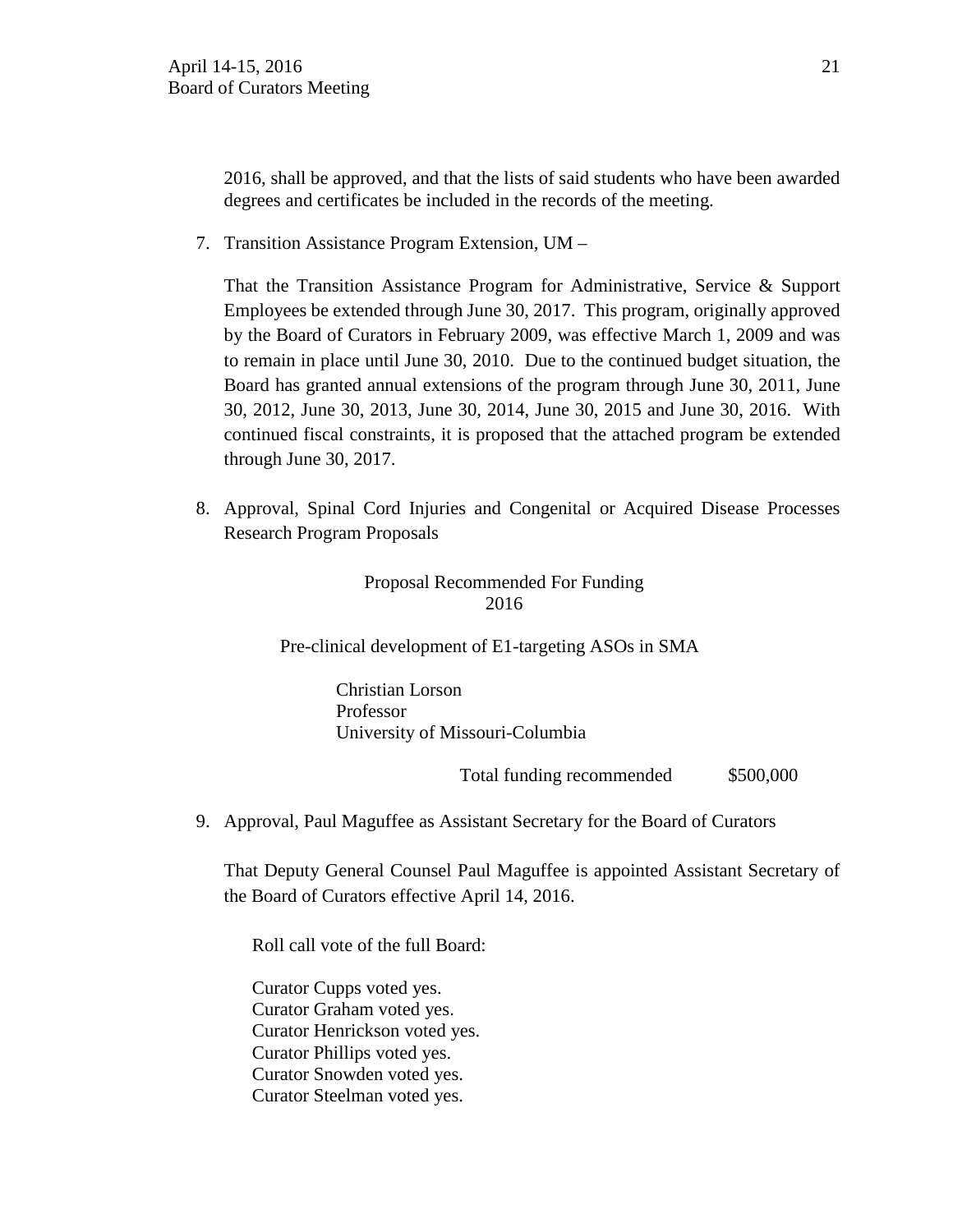2016, shall be approved, and that the lists of said students who have been awarded degrees and certificates be included in the records of the meeting.

7. Transition Assistance Program Extension, UM –

   That the Transition Assistance Program for Administrative, Service & Support Employees be extended through June 30, 2017. This program, originally approved by the Board of Curators in February 2009, was effective March 1, 2009 and was to remain in place until June 30, 2010. Due to the continued budget situation, the Board has granted annual extensions of the program through June 30, 2011, June 30, 2012, June 30, 2013, June 30, 2014, June 30, 2015 and June 30, 2016. With continued fiscal constraints, it is proposed that the attached program be extended through June 30, 2017.

8. Approval, Spinal Cord Injuries and Congenital or Acquired Disease Processes Research Program Proposals

   Proposal Recommended For Funding
   2016

   Pre-clinical development of E1-targeting ASOs in SMA

   Christian Lorson
   Professor
   University of Missouri-Columbia

   Total funding recommended $500,000

9. Approval, Paul Maguffee as Assistant Secretary for the Board of Curators

   That Deputy General Counsel Paul Maguffee is appointed Assistant Secretary of the Board of Curators effective April 14, 2016.

   Roll call vote of the full Board:

   Curator Cupps voted yes.
   Curator Graham voted yes.
   Curator Henrickson voted yes.
   Curator Phillips voted yes.
   Curator Snowden voted yes.
   Curator Steelman voted yes.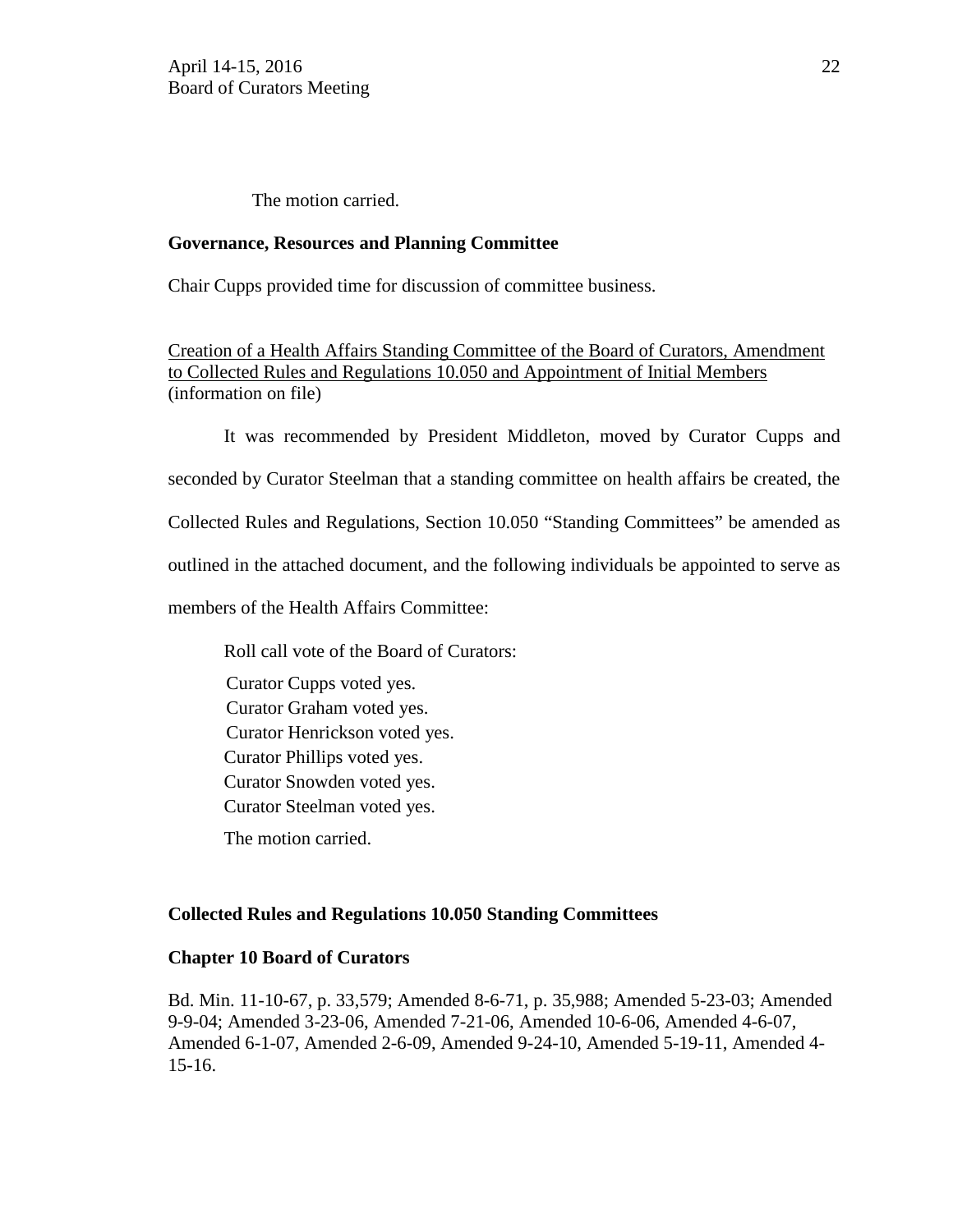The motion carried.

**Governance, Resources and Planning Committee**

Chair Cupps provided time for discussion of committee business.

Creation of a Health Affairs Standing Committee of the Board of Curators, Amendment to Collected Rules and Regulations 10.050 and Appointment of Initial Members (information on file)

It was recommended by President Middleton, moved by Curator Cupps and seconded by Curator Steelman that a standing committee on health affairs be created, the Collected Rules and Regulations, Section 10.050 "Standing Committees" be amended as outlined in the attached document, and the following individuals be appointed to serve as members of the Health Affairs Committee:

Roll call vote of the Board of Curators:

Curator Cupps voted yes.
Curator Graham voted yes.
Curator Henrickson voted yes.
Curator Phillips voted yes.
Curator Snowden voted yes.
Curator Steelman voted yes.

The motion carried.

**Collected Rules and Regulations 10.050 Standing Committees**

**Chapter 10 Board of Curators**

Bd. Min. 11-10-67, p. 33,579; Amended 8-6-71, p. 35,988; Amended 5-23-03; Amended 9-9-04; Amended 3-23-06, Amended 7-21-06, Amended 10-6-06, Amended 4-6-07, Amended 6-1-07, Amended 2-6-09, Amended 9-24-10, Amended 5-19-11, Amended 4-15-16.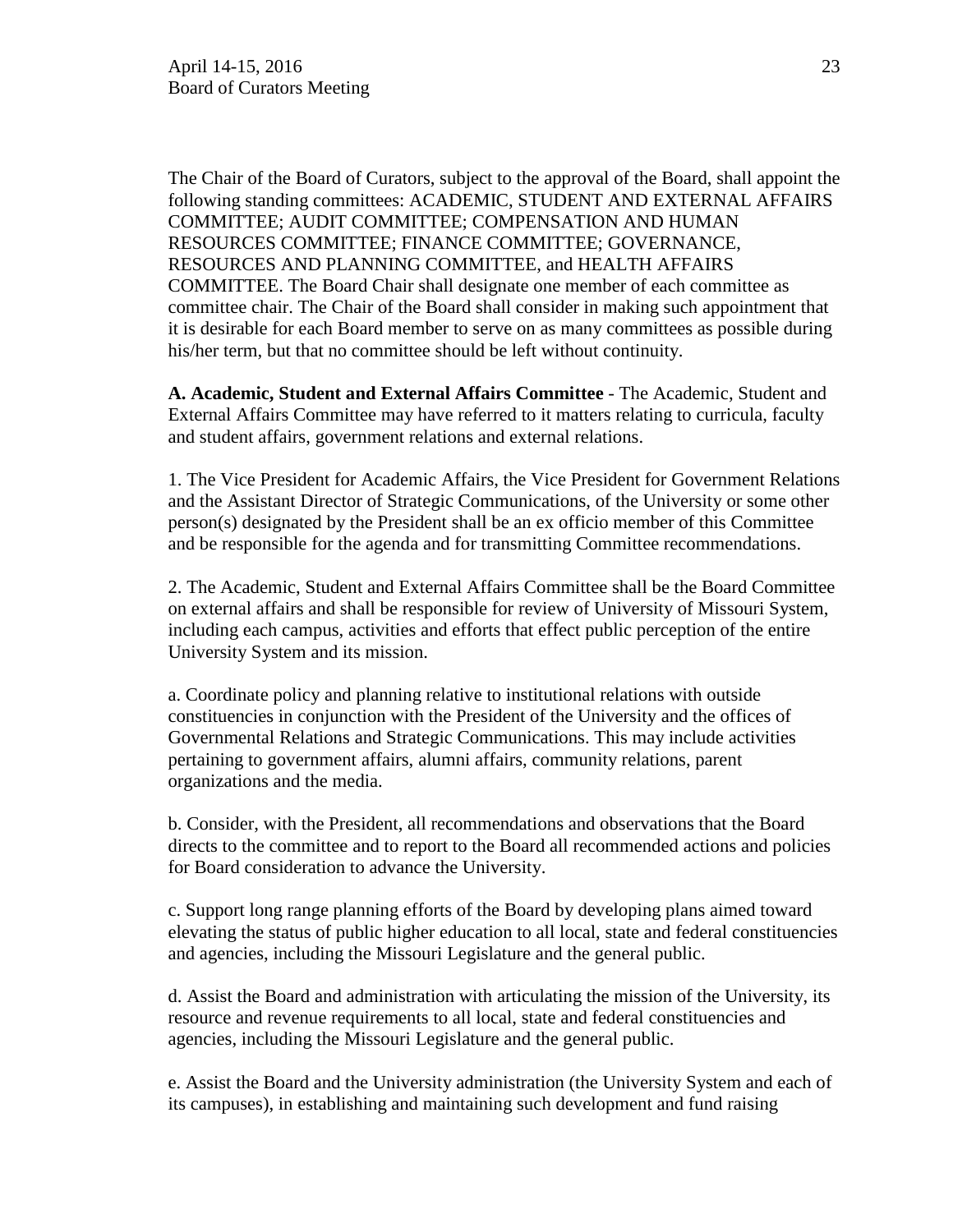The Chair of the Board of Curators, subject to the approval of the Board, shall appoint the following standing committees: ACADEMIC, STUDENT AND EXTERNAL AFFAIRS COMMITTEE; AUDIT COMMITTEE; COMPENSATION AND HUMAN RESOURCES COMMITTEE; FINANCE COMMITTEE; GOVERNANCE, RESOURCES AND PLANNING COMMITTEE, and HEALTH AFFAIRS COMMITTEE. The Board Chair shall designate one member of each committee as committee chair. The Chair of the Board shall consider in making such appointment that it is desirable for each Board member to serve on as many committees as possible during his/her term, but that no committee should be left without continuity.

**A. Academic, Student and External Affairs Committee** - The Academic, Student and External Affairs Committee may have referred to it matters relating to curricula, faculty and student affairs, government relations and external relations.

1. The Vice President for Academic Affairs, the Vice President for Government Relations and the Assistant Director of Strategic Communications, of the University or some other person(s) designated by the President shall be an ex officio member of this Committee and be responsible for the agenda and for transmitting Committee recommendations.

2. The Academic, Student and External Affairs Committee shall be the Board Committee on external affairs and shall be responsible for review of University of Missouri System, including each campus, activities and efforts that effect public perception of the entire University System and its mission.

a. Coordinate policy and planning relative to institutional relations with outside constituencies in conjunction with the President of the University and the offices of Governmental Relations and Strategic Communications. This may include activities pertaining to government affairs, alumni affairs, community relations, parent organizations and the media.

b. Consider, with the President, all recommendations and observations that the Board directs to the committee and to report to the Board all recommended actions and policies for Board consideration to advance the University.

c. Support long range planning efforts of the Board by developing plans aimed toward elevating the status of public higher education to all local, state and federal constituencies and agencies, including the Missouri Legislature and the general public.

d. Assist the Board and administration with articulating the mission of the University, its resource and revenue requirements to all local, state and federal constituencies and agencies, including the Missouri Legislature and the general public.

e. Assist the Board and the University administration (the University System and each of its campuses), in establishing and maintaining such development and fund raising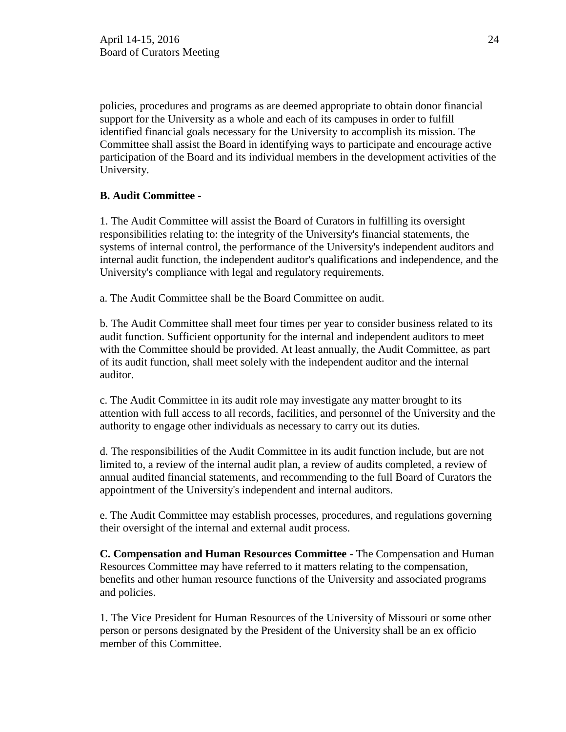policies, procedures and programs as are deemed appropriate to obtain donor financial support for the University as a whole and each of its campuses in order to fulfill identified financial goals necessary for the University to accomplish its mission. The Committee shall assist the Board in identifying ways to participate and encourage active participation of the Board and its individual members in the development activities of the University.

**B. Audit Committee -**

1. The Audit Committee will assist the Board of Curators in fulfilling its oversight responsibilities relating to: the integrity of the University's financial statements, the systems of internal control, the performance of the University's independent auditors and internal audit function, the independent auditor's qualifications and independence, and the University's compliance with legal and regulatory requirements.

a. The Audit Committee shall be the Board Committee on audit.

b. The Audit Committee shall meet four times per year to consider business related to its audit function. Sufficient opportunity for the internal and independent auditors to meet with the Committee should be provided. At least annually, the Audit Committee, as part of its audit function, shall meet solely with the independent auditor and the internal auditor.

c. The Audit Committee in its audit role may investigate any matter brought to its attention with full access to all records, facilities, and personnel of the University and the authority to engage other individuals as necessary to carry out its duties.

d. The responsibilities of the Audit Committee in its audit function include, but are not limited to, a review of the internal audit plan, a review of audits completed, a review of annual audited financial statements, and recommending to the full Board of Curators the appointment of the University's independent and internal auditors.

e. The Audit Committee may establish processes, procedures, and regulations governing their oversight of the internal and external audit process.

**C. Compensation and Human Resources Committee** - The Compensation and Human Resources Committee may have referred to it matters relating to the compensation, benefits and other human resource functions of the University and associated programs and policies.

1. The Vice President for Human Resources of the University of Missouri or some other person or persons designated by the President of the University shall be an ex officio member of this Committee.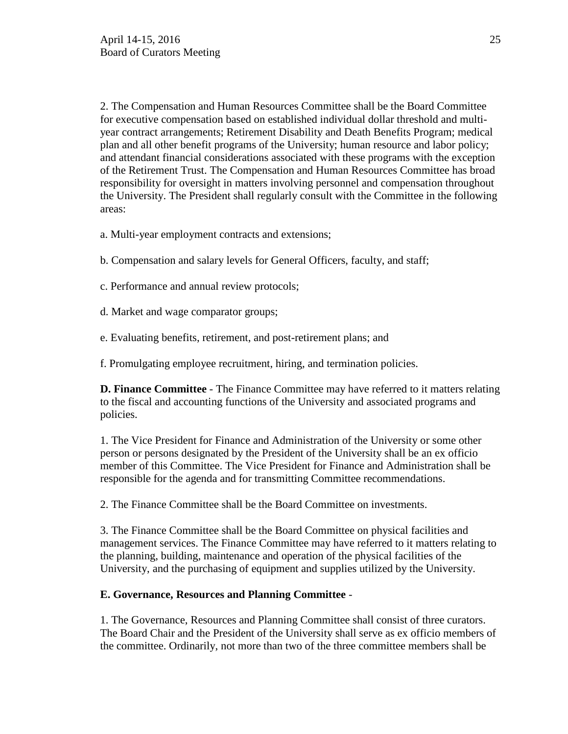2. The Compensation and Human Resources Committee shall be the Board Committee for executive compensation based on established individual dollar threshold and multi-year contract arrangements; Retirement Disability and Death Benefits Program; medical plan and all other benefit programs of the University; human resource and labor policy; and attendant financial considerations associated with these programs with the exception of the Retirement Trust. The Compensation and Human Resources Committee has broad responsibility for oversight in matters involving personnel and compensation throughout the University. The President shall regularly consult with the Committee in the following areas:

a. Multi-year employment contracts and extensions;

b. Compensation and salary levels for General Officers, faculty, and staff;

c. Performance and annual review protocols;

d. Market and wage comparator groups;

e. Evaluating benefits, retirement, and post-retirement plans; and

f. Promulgating employee recruitment, hiring, and termination policies.

**D. Finance Committee** - The Finance Committee may have referred to it matters relating to the fiscal and accounting functions of the University and associated programs and policies.

1. The Vice President for Finance and Administration of the University or some other person or persons designated by the President of the University shall be an ex officio member of this Committee. The Vice President for Finance and Administration shall be responsible for the agenda and for transmitting Committee recommendations.

2. The Finance Committee shall be the Board Committee on investments.

3. The Finance Committee shall be the Board Committee on physical facilities and management services. The Finance Committee may have referred to it matters relating to the planning, building, maintenance and operation of the physical facilities of the University, and the purchasing of equipment and supplies utilized by the University.

**E. Governance, Resources and Planning Committee** -

1. The Governance, Resources and Planning Committee shall consist of three curators. The Board Chair and the President of the University shall serve as ex officio members of the committee. Ordinarily, not more than two of the three committee members shall be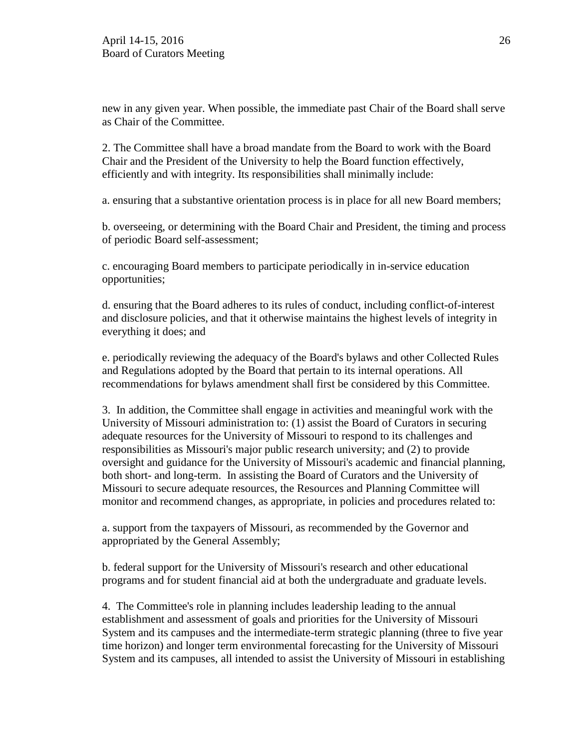new in any given year. When possible, the immediate past Chair of the Board shall serve as Chair of the Committee.

2. The Committee shall have a broad mandate from the Board to work with the Board Chair and the President of the University to help the Board function effectively, efficiently and with integrity. Its responsibilities shall minimally include:

a. ensuring that a substantive orientation process is in place for all new Board members;

b. overseeing, or determining with the Board Chair and President, the timing and process of periodic Board self-assessment;

c. encouraging Board members to participate periodically in in-service education opportunities;

d. ensuring that the Board adheres to its rules of conduct, including conflict-of-interest and disclosure policies, and that it otherwise maintains the highest levels of integrity in everything it does; and

e. periodically reviewing the adequacy of the Board's bylaws and other Collected Rules and Regulations adopted by the Board that pertain to its internal operations. All recommendations for bylaws amendment shall first be considered by this Committee.

3. In addition, the Committee shall engage in activities and meaningful work with the University of Missouri administration to: (1) assist the Board of Curators in securing adequate resources for the University of Missouri to respond to its challenges and responsibilities as Missouri's major public research university; and (2) to provide oversight and guidance for the University of Missouri's academic and financial planning, both short- and long-term. In assisting the Board of Curators and the University of Missouri to secure adequate resources, the Resources and Planning Committee will monitor and recommend changes, as appropriate, in policies and procedures related to:

a. support from the taxpayers of Missouri, as recommended by the Governor and appropriated by the General Assembly;

b. federal support for the University of Missouri's research and other educational programs and for student financial aid at both the undergraduate and graduate levels.

4. The Committee's role in planning includes leadership leading to the annual establishment and assessment of goals and priorities for the University of Missouri System and its campuses and the intermediate-term strategic planning (three to five year time horizon) and longer term environmental forecasting for the University of Missouri System and its campuses, all intended to assist the University of Missouri in establishing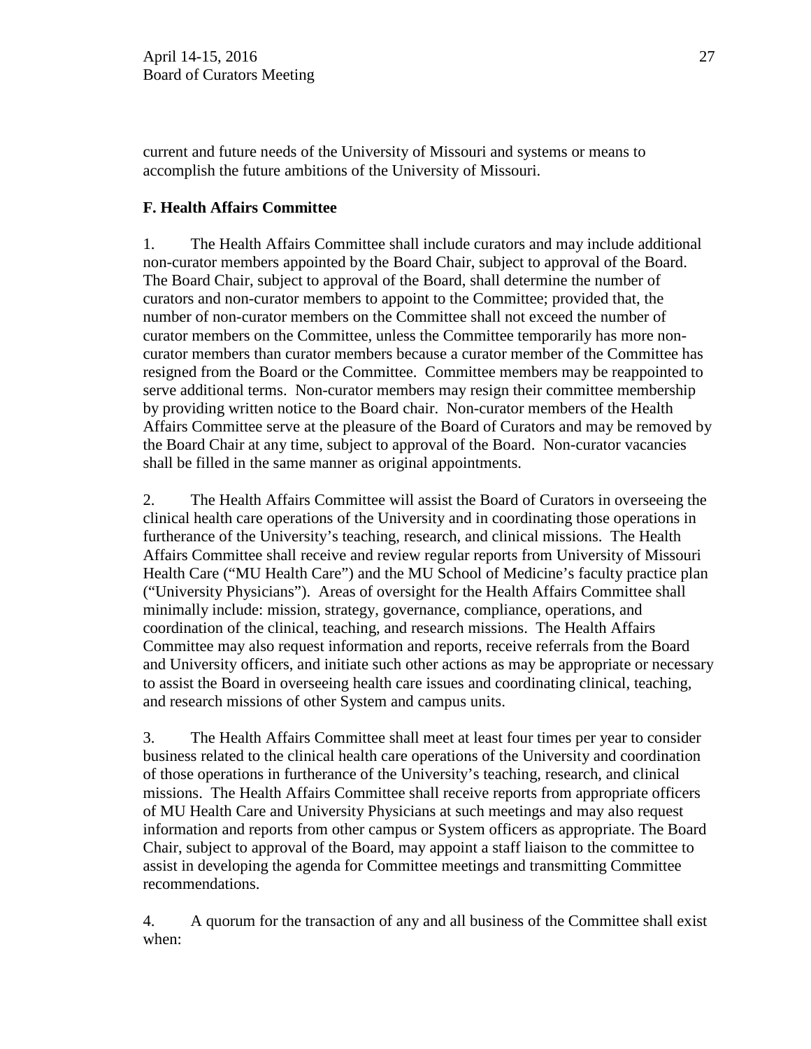current and future needs of the University of Missouri and systems or means to accomplish the future ambitions of the University of Missouri.

**F. Health Affairs Committee**

1. The Health Affairs Committee shall include curators and may include additional non-curator members appointed by the Board Chair, subject to approval of the Board. The Board Chair, subject to approval of the Board, shall determine the number of curators and non-curator members to appoint to the Committee; provided that, the number of non-curator members on the Committee shall not exceed the number of curator members on the Committee, unless the Committee temporarily has more non-curator members than curator members because a curator member of the Committee has resigned from the Board or the Committee. Committee members may be reappointed to serve additional terms. Non-curator members may resign their committee membership by providing written notice to the Board chair. Non-curator members of the Health Affairs Committee serve at the pleasure of the Board of Curators and may be removed by the Board Chair at any time, subject to approval of the Board. Non-curator vacancies shall be filled in the same manner as original appointments.

2. The Health Affairs Committee will assist the Board of Curators in overseeing the clinical health care operations of the University and in coordinating those operations in furtherance of the University's teaching, research, and clinical missions. The Health Affairs Committee shall receive and review regular reports from University of Missouri Health Care ("MU Health Care") and the MU School of Medicine's faculty practice plan ("University Physicians"). Areas of oversight for the Health Affairs Committee shall minimally include: mission, strategy, governance, compliance, operations, and coordination of the clinical, teaching, and research missions. The Health Affairs Committee may also request information and reports, receive referrals from the Board and University officers, and initiate such other actions as may be appropriate or necessary to assist the Board in overseeing health care issues and coordinating clinical, teaching, and research missions of other System and campus units.

3. The Health Affairs Committee shall meet at least four times per year to consider business related to the clinical health care operations of the University and coordination of those operations in furtherance of the University's teaching, research, and clinical missions. The Health Affairs Committee shall receive reports from appropriate officers of MU Health Care and University Physicians at such meetings and may also request information and reports from other campus or System officers as appropriate. The Board Chair, subject to approval of the Board, may appoint a staff liaison to the committee to assist in developing the agenda for Committee meetings and transmitting Committee recommendations.

4. A quorum for the transaction of any and all business of the Committee shall exist when: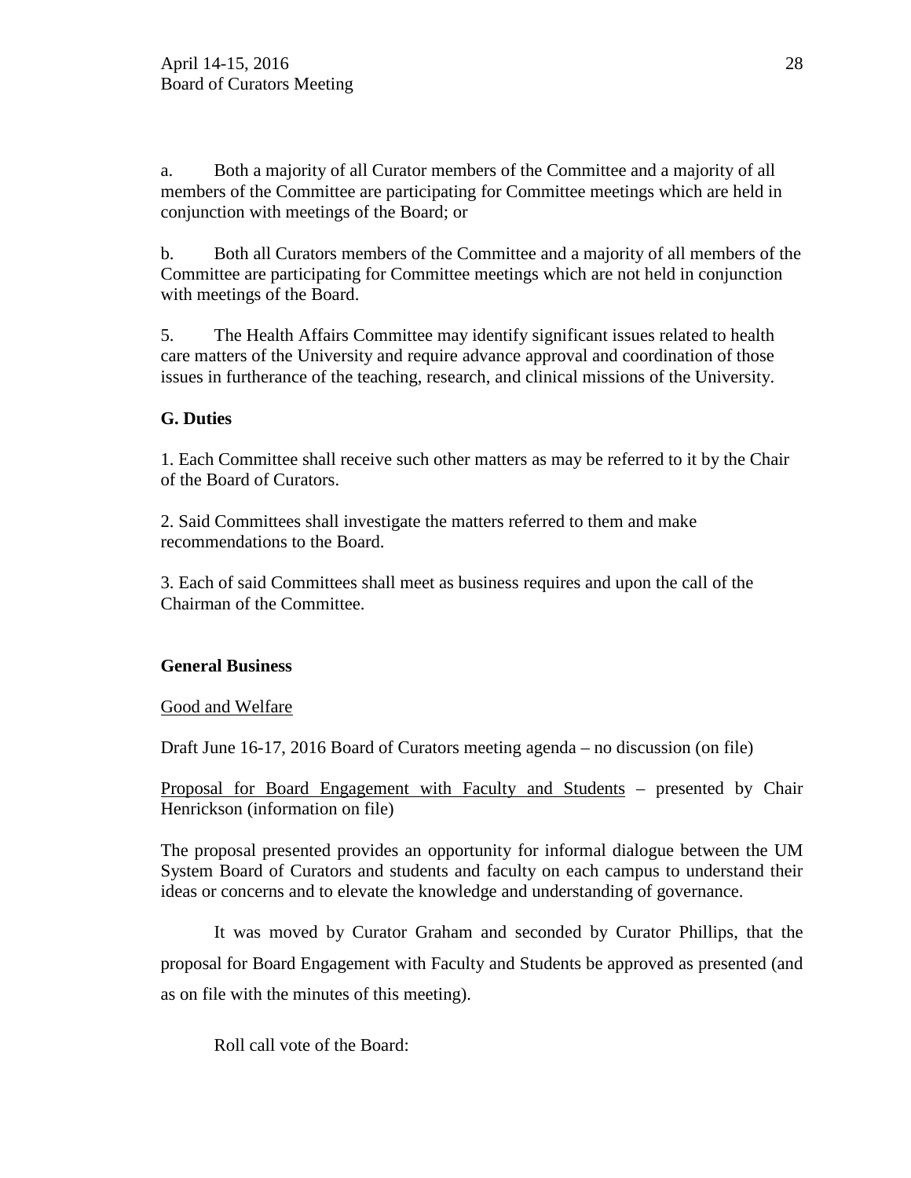a. Both a majority of all Curator members of the Committee and a majority of all members of the Committee are participating for Committee meetings which are held in conjunction with meetings of the Board; or

b. Both all Curators members of the Committee and a majority of all members of the Committee are participating for Committee meetings which are not held in conjunction with meetings of the Board.

5. The Health Affairs Committee may identify significant issues related to health care matters of the University and require advance approval and coordination of those issues in furtherance of the teaching, research, and clinical missions of the University.

**G. Duties**

1. Each Committee shall receive such other matters as may be referred to it by the Chair of the Board of Curators.

2. Said Committees shall investigate the matters referred to them and make recommendations to the Board.

3. Each of said Committees shall meet as business requires and upon the call of the Chairman of the Committee.

**General Business**

Good and Welfare

Draft June 16-17, 2016 Board of Curators meeting agenda – no discussion (on file)

Proposal for Board Engagement with Faculty and Students – presented by Chair Henrickson (information on file)

The proposal presented provides an opportunity for informal dialogue between the UM System Board of Curators and students and faculty on each campus to understand their ideas or concerns and to elevate the knowledge and understanding of governance.

It was moved by Curator Graham and seconded by Curator Phillips, that the proposal for Board Engagement with Faculty and Students be approved as presented (and as on file with the minutes of this meeting).

Roll call vote of the Board: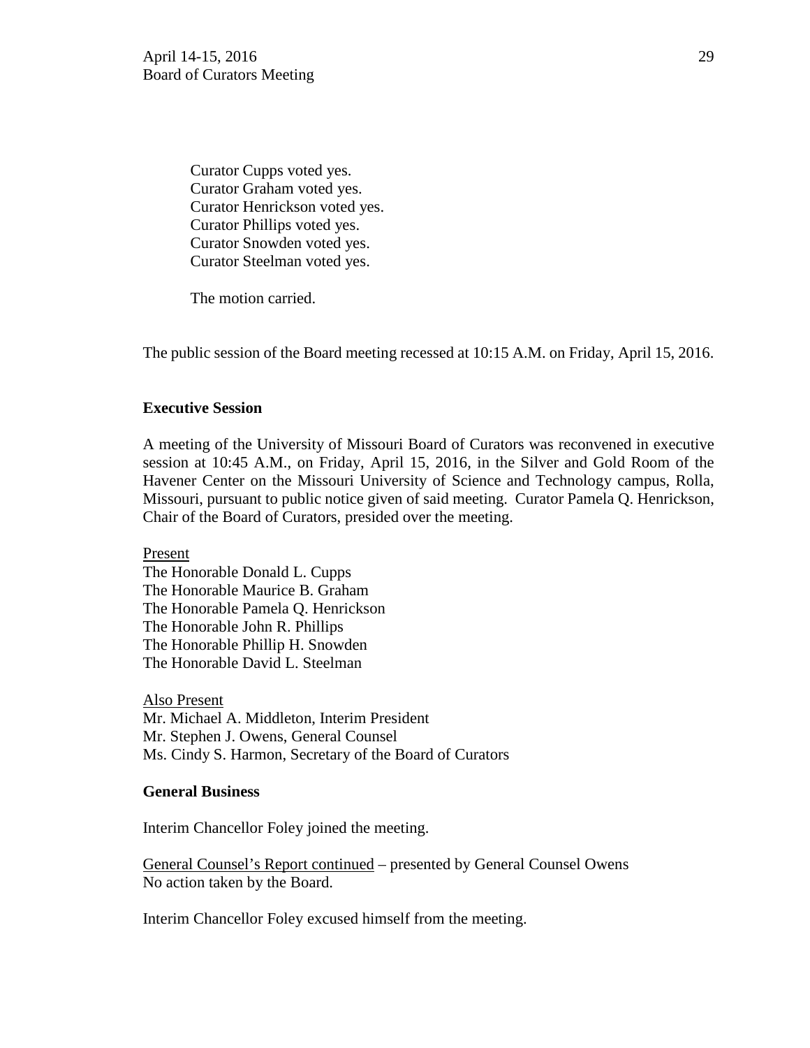Curator Cupps voted yes.
Curator Graham voted yes.
Curator Henrickson voted yes.
Curator Phillips voted yes.
Curator Snowden voted yes.
Curator Steelman voted yes.

The motion carried.

The public session of the Board meeting recessed at 10:15 A.M. on Friday, April 15, 2016.

**Executive Session**

A meeting of the University of Missouri Board of Curators was reconvened in executive session at 10:45 A.M., on Friday, April 15, 2016, in the Silver and Gold Room of the Havener Center on the Missouri University of Science and Technology campus, Rolla, Missouri, pursuant to public notice given of said meeting. Curator Pamela Q. Henrickson, Chair of the Board of Curators, presided over the meeting.

Present
The Honorable Donald L. Cupps
The Honorable Maurice B. Graham
The Honorable Pamela Q. Henrickson
The Honorable John R. Phillips
The Honorable Phillip H. Snowden
The Honorable David L. Steelman

Also Present
Mr. Michael A. Middleton, Interim President
Mr. Stephen J. Owens, General Counsel
Ms. Cindy S. Harmon, Secretary of the Board of Curators

**General Business**

Interim Chancellor Foley joined the meeting.

General Counsel's Report continued – presented by General Counsel Owens
No action taken by the Board.

Interim Chancellor Foley excused himself from the meeting.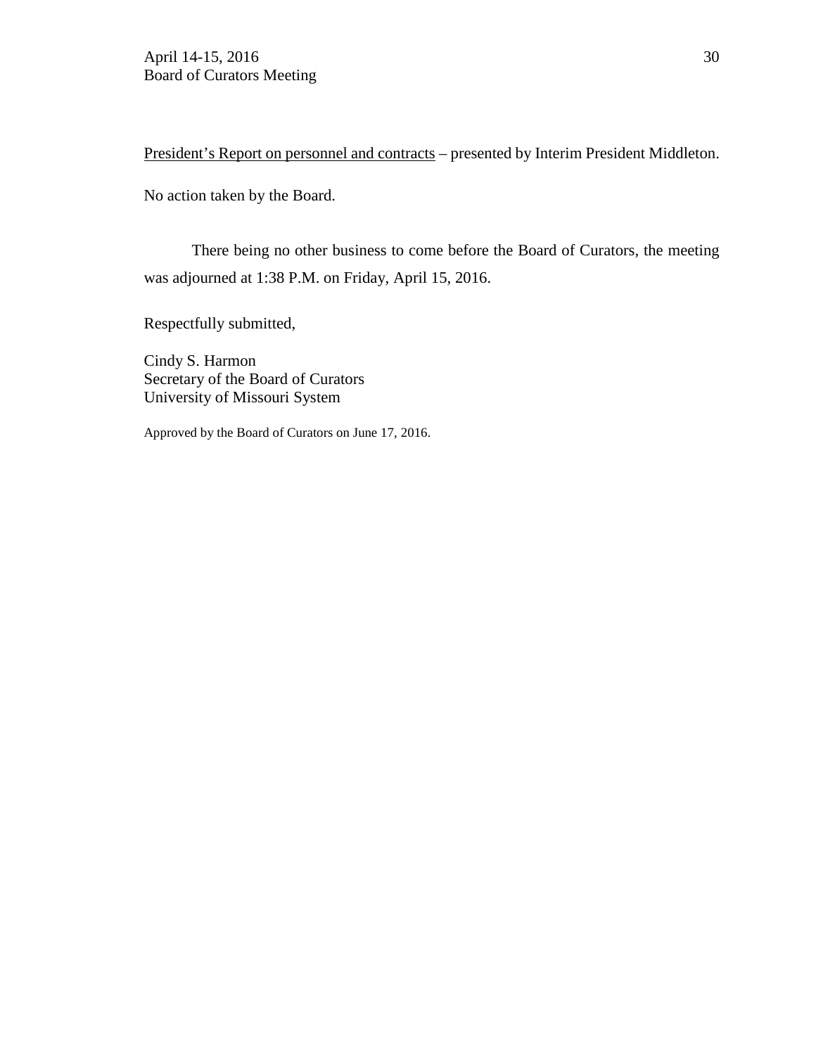<u>President's Report on personnel and contracts</u> – presented by Interim President Middleton.

No action taken by the Board.

There being no other business to come before the Board of Curators, the meeting was adjourned at 1:38 P.M. on Friday, April 15, 2016.

Respectfully submitted,

Cindy S. Harmon
Secretary of the Board of Curators
University of Missouri System

Approved by the Board of Curators on June 17, 2016.